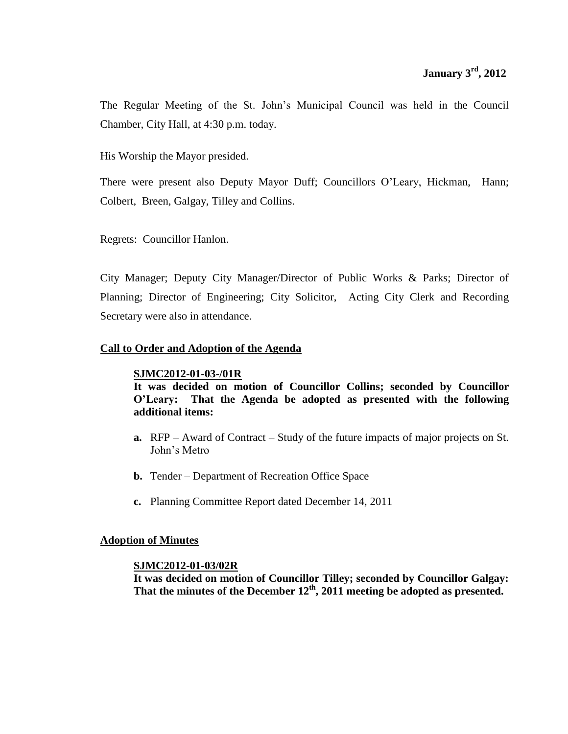**January 3rd, 2012**

The Regular Meeting of the St. John's Municipal Council was held in the Council Chamber, City Hall, at 4:30 p.m. today.

His Worship the Mayor presided.

There were present also Deputy Mayor Duff; Councillors O'Leary, Hickman, Hann; Colbert, Breen, Galgay, Tilley and Collins.

Regrets: Councillor Hanlon.

City Manager; Deputy City Manager/Director of Public Works & Parks; Director of Planning; Director of Engineering; City Solicitor, Acting City Clerk and Recording Secretary were also in attendance.

## Call to Order and Adoption of the Agenda

**SJMC2012-01-03-/01R**

**It was decided on motion of Councillor Collins; seconded by Councillor O'Leary: That the Agenda be adopted as presented with the following additional items:**

- **a.** RFP – Award of Contract – Study of the future impacts of major projects on St. John's Metro
- **b.** Tender – Department of Recreation Office Space
- **c.** Planning Committee Report dated December 14, 2011

## Adoption of Minutes

**SJMC2012-01-03/02R**

**It was decided on motion of Councillor Tilley; seconded by Councillor Galgay: That the minutes of the December 12th, 2011 meeting be adopted as presented.**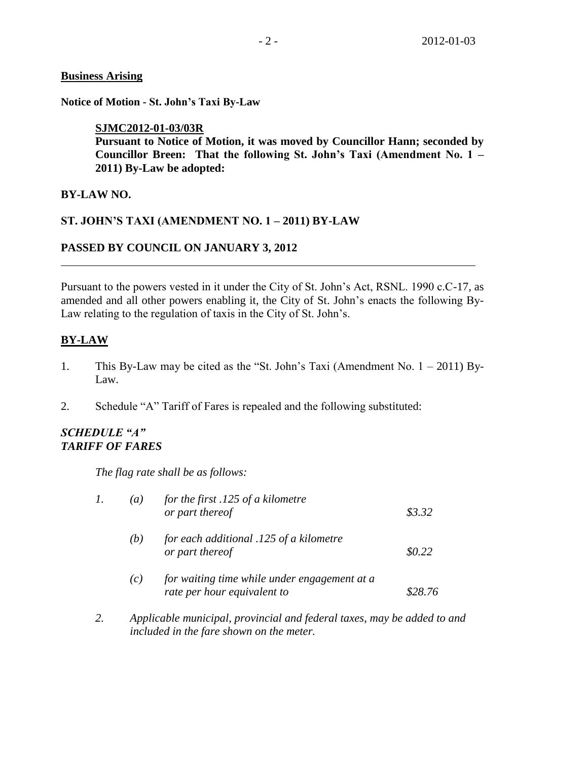**Business Arising**

**Notice of Motion - St. John's Taxi By-Law**

**SJMC2012-01-03/03R**
**Pursuant to Notice of Motion, it was moved by Councillor Hann; seconded by Councillor Breen: That the following St. John's Taxi (Amendment No. 1 – 2011) By-Law be adopted:**

**BY-LAW NO.**

**ST. JOHN'S TAXI (AMENDMENT NO. 1 – 2011) BY-LAW**

**PASSED BY COUNCIL ON JANUARY 3, 2012**

---

Pursuant to the powers vested in it under the City of St. John's Act, RSNL. 1990 c.C-17, as amended and all other powers enabling it, the City of St. John's enacts the following By-Law relating to the regulation of taxis in the City of St. John's.

**BY-LAW**

1. This By-Law may be cited as the "St. John's Taxi (Amendment No. 1 – 2011) By-Law.

2. Schedule "A" Tariff of Fares is repealed and the following substituted:

***SCHEDULE "A"***
***TARIFF OF FARES***

*The flag rate shall be as follows:*

| | | | |
|---|---|---|---|
| *1.* | *(a)* | *for the first .125 of a kilometre or part thereof* | *$3.32* |
| | *(b)* | *for each additional .125 of a kilometre or part thereof* | *$0.22* |
| | *(c)* | *for waiting time while under engagement at a rate per hour equivalent to* | *$28.76* |

*2. Applicable municipal, provincial and federal taxes, may be added to and included in the fare shown on the meter.*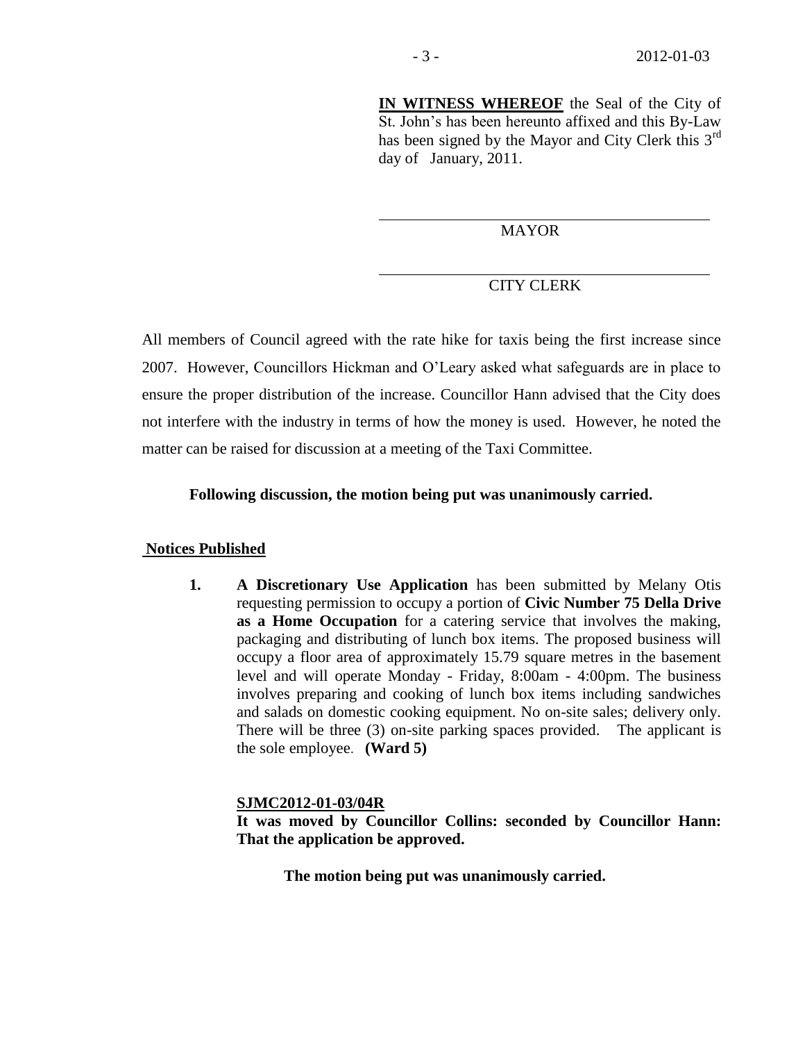**IN WITNESS WHEREOF** the Seal of the City of St. John's has been hereunto affixed and this By-Law has been signed by the Mayor and City Clerk this 3rd day of January, 2011.

MAYOR

CITY CLERK

All members of Council agreed with the rate hike for taxis being the first increase since 2007. However, Councillors Hickman and O'Leary asked what safeguards are in place to ensure the proper distribution of the increase. Councillor Hann advised that the City does not interfere with the industry in terms of how the money is used. However, he noted the matter can be raised for discussion at a meeting of the Taxi Committee.

**Following discussion, the motion being put was unanimously carried.**

**Notices Published**

1. **A Discretionary Use Application** has been submitted by Melany Otis requesting permission to occupy a portion of **Civic Number 75 Della Drive as a Home Occupation** for a catering service that involves the making, packaging and distributing of lunch box items. The proposed business will occupy a floor area of approximately 15.79 square metres in the basement level and will operate Monday - Friday, 8:00am - 4:00pm. The business involves preparing and cooking of lunch box items including sandwiches and salads on domestic cooking equipment. No on-site sales; delivery only. There will be three (3) on-site parking spaces provided. The applicant is the sole employee. **(Ward 5)**

**SJMC2012-01-03/04R**
**It was moved by Councillor Collins: seconded by Councillor Hann: That the application be approved.**

**The motion being put was unanimously carried.**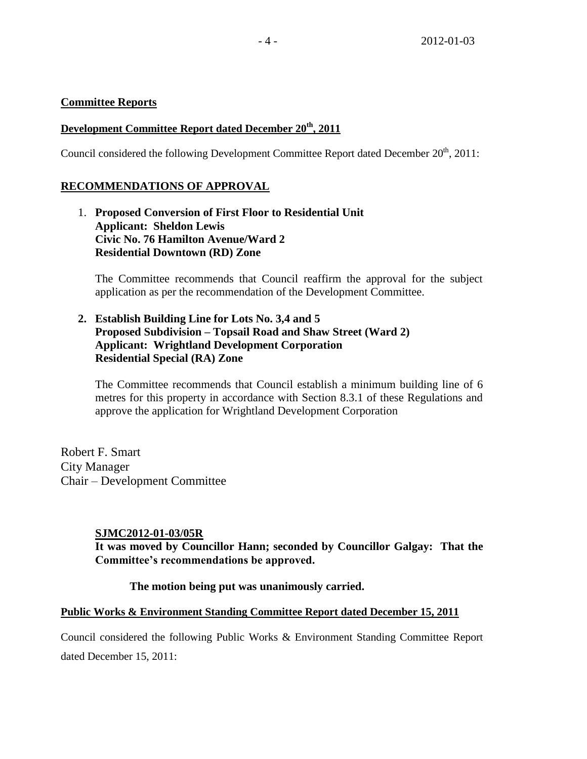## Committee Reports

### Development Committee Report dated December 20th, 2011

Council considered the following Development Committee Report dated December 20th, 2011:

### RECOMMENDATIONS OF APPROVAL

1. **Proposed Conversion of First Floor to Residential Unit**
   **Applicant: Sheldon Lewis**
   **Civic No. 76 Hamilton Avenue/Ward 2**
   **Residential Downtown (RD) Zone**

   The Committee recommends that Council reaffirm the approval for the subject application as per the recommendation of the Development Committee.

2. **Establish Building Line for Lots No. 3,4 and 5**
   **Proposed Subdivision – Topsail Road and Shaw Street (Ward 2)**
   **Applicant: Wrightland Development Corporation**
   **Residential Special (RA) Zone**

   The Committee recommends that Council establish a minimum building line of 6 metres for this property in accordance with Section 8.3.1 of these Regulations and approve the application for Wrightland Development Corporation

Robert F. Smart
City Manager
Chair – Development Committee

**SJMC2012-01-03/05R**
**It was moved by Councillor Hann; seconded by Councillor Galgay: That the Committee's recommendations be approved.**

**The motion being put was unanimously carried.**

### Public Works & Environment Standing Committee Report dated December 15, 2011

Council considered the following Public Works & Environment Standing Committee Report dated December 15, 2011: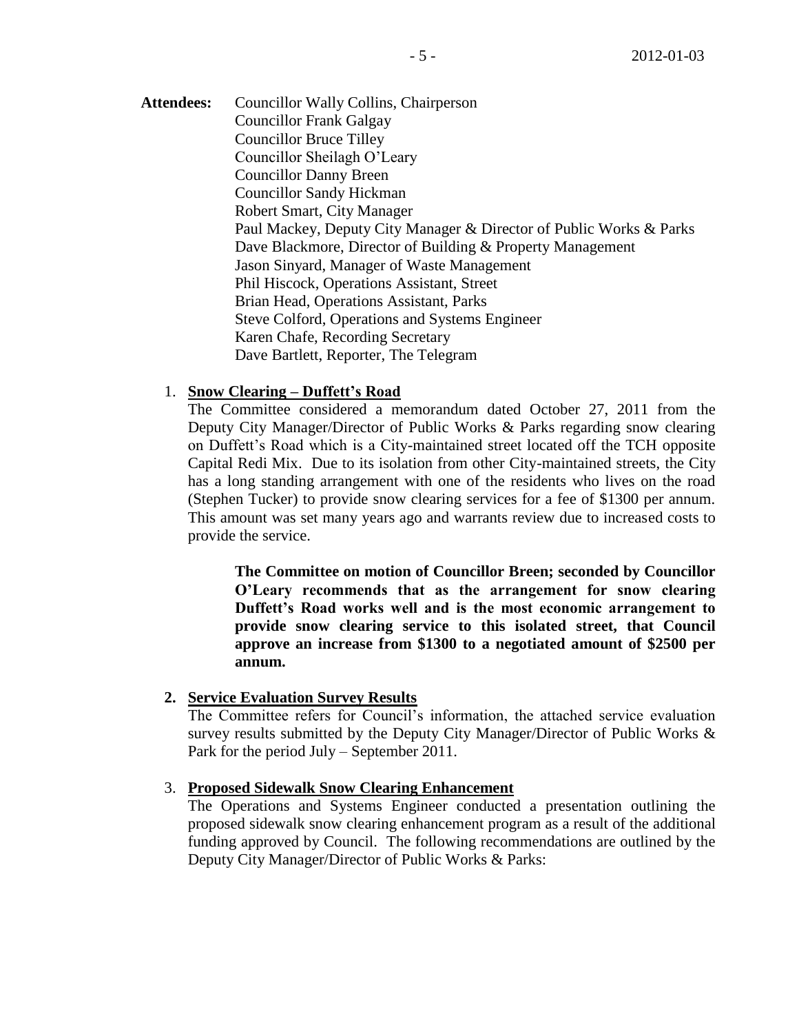**Attendees:** Councillor Wally Collins, Chairperson
Councillor Frank Galgay
Councillor Bruce Tilley
Councillor Sheilagh O'Leary
Councillor Danny Breen
Councillor Sandy Hickman
Robert Smart, City Manager
Paul Mackey, Deputy City Manager & Director of Public Works & Parks
Dave Blackmore, Director of Building & Property Management
Jason Sinyard, Manager of Waste Management
Phil Hiscock, Operations Assistant, Street
Brian Head, Operations Assistant, Parks
Steve Colford, Operations and Systems Engineer
Karen Chafe, Recording Secretary
Dave Bartlett, Reporter, The Telegram

1. **Snow Clearing – Duffett's Road**

   The Committee considered a memorandum dated October 27, 2011 from the Deputy City Manager/Director of Public Works & Parks regarding snow clearing on Duffett's Road which is a City-maintained street located off the TCH opposite Capital Redi Mix. Due to its isolation from other City-maintained streets, the City has a long standing arrangement with one of the residents who lives on the road (Stephen Tucker) to provide snow clearing services for a fee of $1300 per annum. This amount was set many years ago and warrants review due to increased costs to provide the service.

   > **The Committee on motion of Councillor Breen; seconded by Councillor O'Leary recommends that as the arrangement for snow clearing Duffett's Road works well and is the most economic arrangement to provide snow clearing service to this isolated street, that Council approve an increase from $1300 to a negotiated amount of $2500 per annum.**

2. **Service Evaluation Survey Results**

   The Committee refers for Council's information, the attached service evaluation survey results submitted by the Deputy City Manager/Director of Public Works & Park for the period July – September 2011.

3. **Proposed Sidewalk Snow Clearing Enhancement**

   The Operations and Systems Engineer conducted a presentation outlining the proposed sidewalk snow clearing enhancement program as a result of the additional funding approved by Council. The following recommendations are outlined by the Deputy City Manager/Director of Public Works & Parks: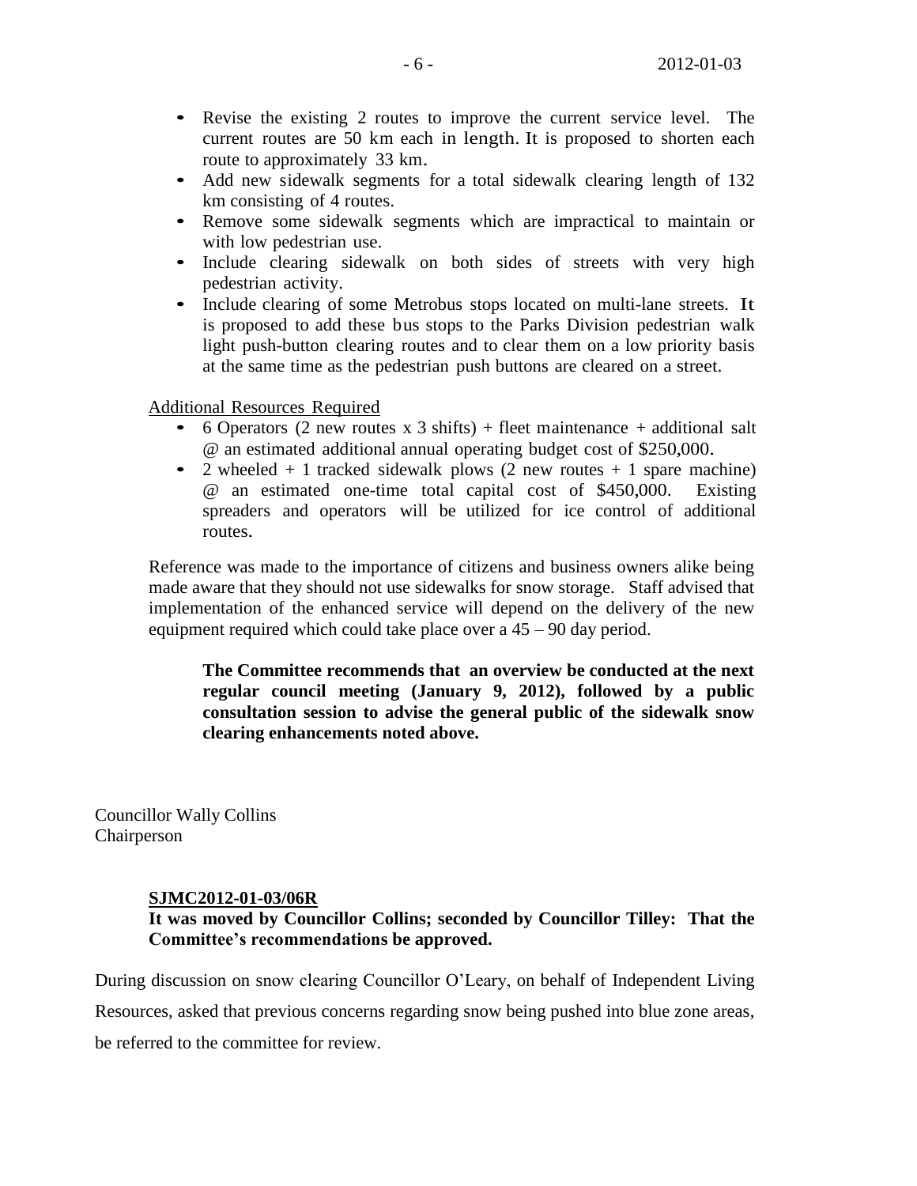- Revise the existing 2 routes to improve the current service level. The current routes are 50 km each in length. It is proposed to shorten each route to approximately 33 km.
- Add new sidewalk segments for a total sidewalk clearing length of 132 km consisting of 4 routes.
- Remove some sidewalk segments which are impractical to maintain or with low pedestrian use.
- Include clearing sidewalk on both sides of streets with very high pedestrian activity.
- Include clearing of some Metrobus stops located on multi-lane streets. It is proposed to add these bus stops to the Parks Division pedestrian walk light push-button clearing routes and to clear them on a low priority basis at the same time as the pedestrian push buttons are cleared on a street.

Additional Resources Required

- 6 Operators (2 new routes x 3 shifts) + fleet maintenance + additional salt @ an estimated additional annual operating budget cost of $250,000.
- 2 wheeled + 1 tracked sidewalk plows (2 new routes + 1 spare machine) @ an estimated one-time total capital cost of $450,000. Existing spreaders and operators will be utilized for ice control of additional routes.

Reference was made to the importance of citizens and business owners alike being made aware that they should not use sidewalks for snow storage. Staff advised that implementation of the enhanced service will depend on the delivery of the new equipment required which could take place over a 45 – 90 day period.

**The Committee recommends that an overview be conducted at the next regular council meeting (January 9, 2012), followed by a public consultation session to advise the general public of the sidewalk snow clearing enhancements noted above.**

Councillor Wally Collins
Chairperson

**SJMC2012-01-03/06R**
**It was moved by Councillor Collins; seconded by Councillor Tilley: That the Committee's recommendations be approved.**

During discussion on snow clearing Councillor O'Leary, on behalf of Independent Living Resources, asked that previous concerns regarding snow being pushed into blue zone areas, be referred to the committee for review.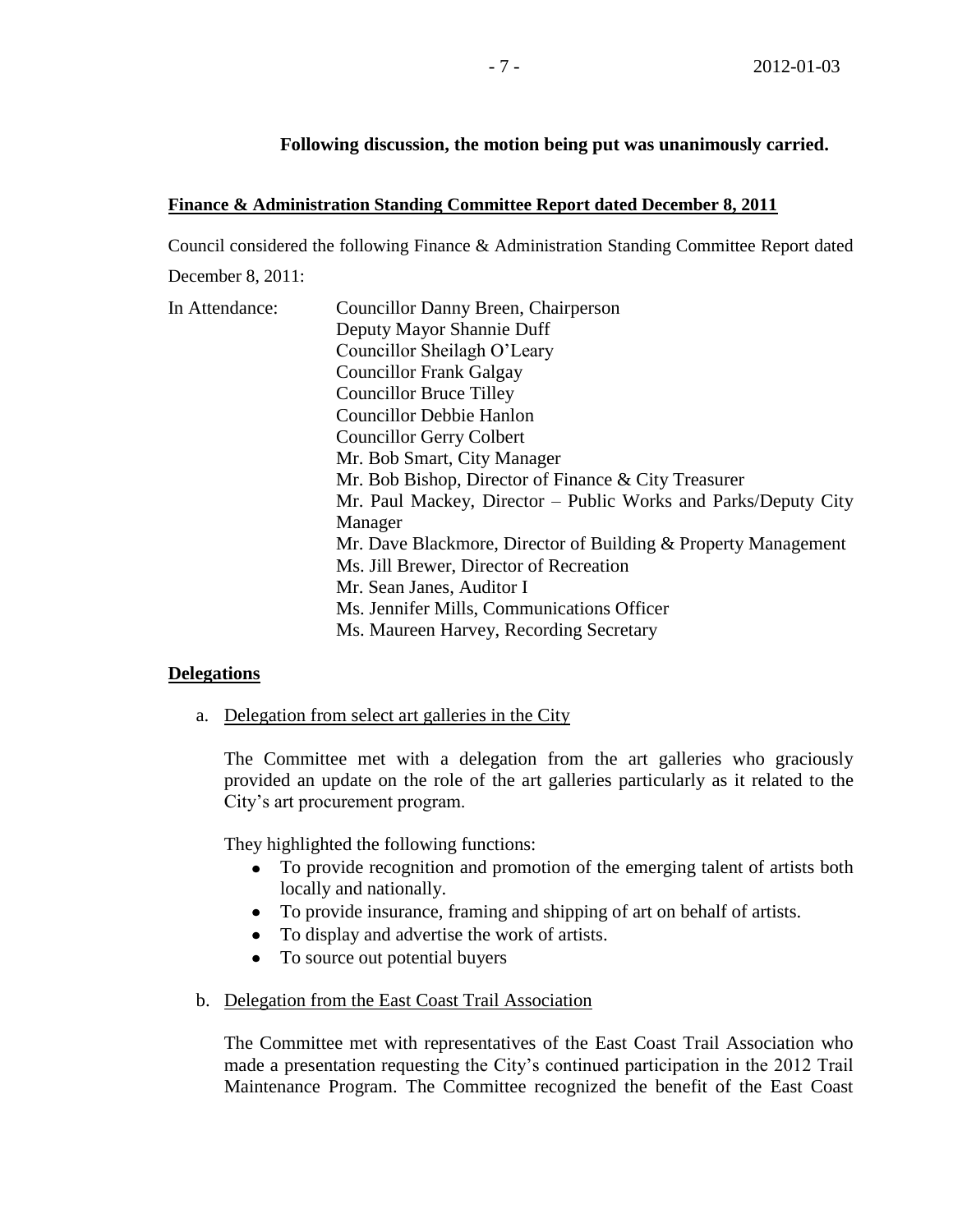**Following discussion, the motion being put was unanimously carried.**

**Finance & Administration Standing Committee Report dated December 8, 2011**

Council considered the following Finance & Administration Standing Committee Report dated December 8, 2011:

In Attendance:

- Councillor Danny Breen, Chairperson
- Deputy Mayor Shannie Duff
- Councillor Sheilagh O'Leary
- Councillor Frank Galgay
- Councillor Bruce Tilley
- Councillor Debbie Hanlon
- Councillor Gerry Colbert
- Mr. Bob Smart, City Manager
- Mr. Bob Bishop, Director of Finance & City Treasurer
- Mr. Paul Mackey, Director – Public Works and Parks/Deputy City Manager
- Mr. Dave Blackmore, Director of Building & Property Management
- Ms. Jill Brewer, Director of Recreation
- Mr. Sean Janes, Auditor I
- Ms. Jennifer Mills, Communications Officer
- Ms. Maureen Harvey, Recording Secretary

**Delegations**

a. Delegation from select art galleries in the City

The Committee met with a delegation from the art galleries who graciously provided an update on the role of the art galleries particularly as it related to the City's art procurement program.

They highlighted the following functions:

- To provide recognition and promotion of the emerging talent of artists both locally and nationally.
- To provide insurance, framing and shipping of art on behalf of artists.
- To display and advertise the work of artists.
- To source out potential buyers

b. Delegation from the East Coast Trail Association

The Committee met with representatives of the East Coast Trail Association who made a presentation requesting the City's continued participation in the 2012 Trail Maintenance Program. The Committee recognized the benefit of the East Coast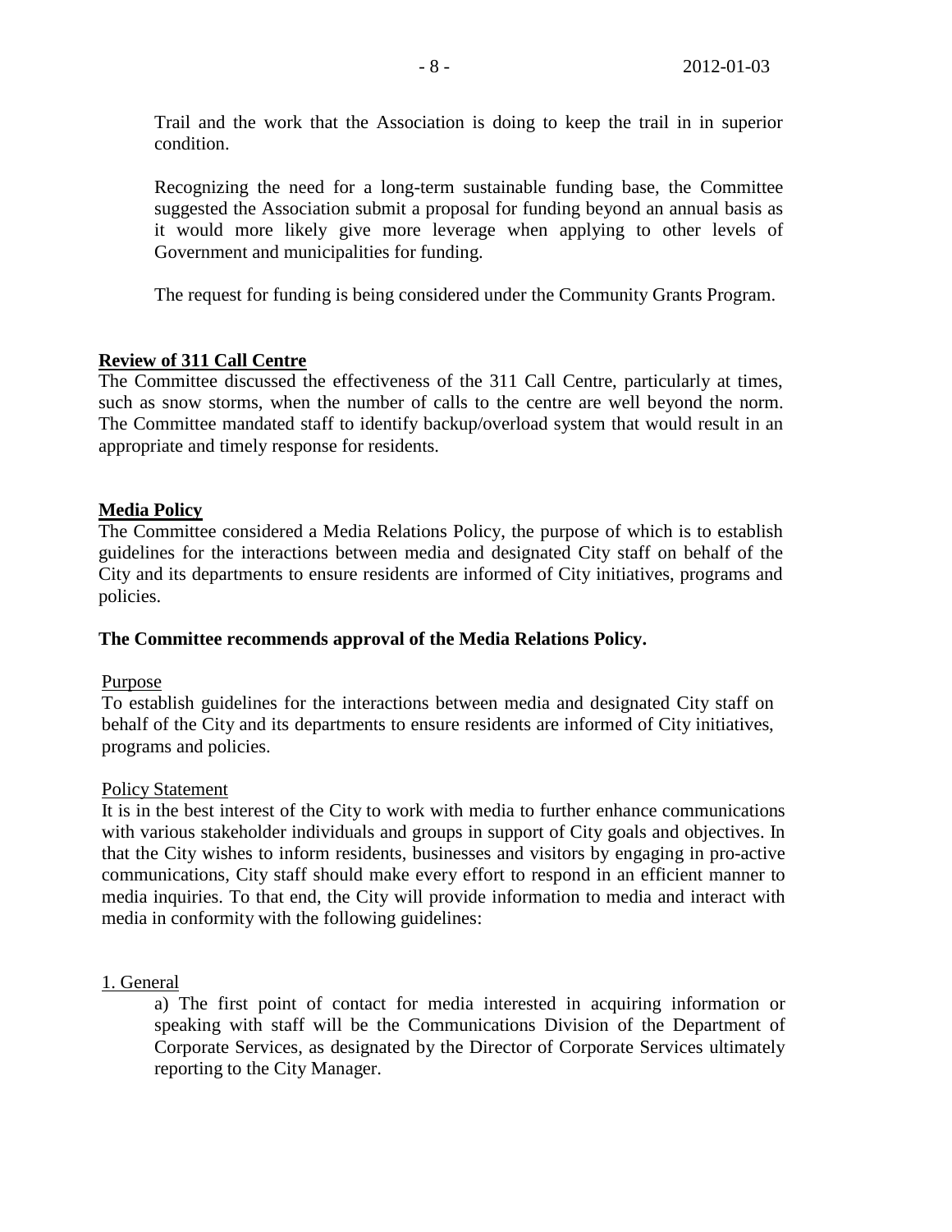Trail and the work that the Association is doing to keep the trail in in superior condition.

Recognizing the need for a long-term sustainable funding base, the Committee suggested the Association submit a proposal for funding beyond an annual basis as it would more likely give more leverage when applying to other levels of Government and municipalities for funding.

The request for funding is being considered under the Community Grants Program.

**Review of 311 Call Centre**

The Committee discussed the effectiveness of the 311 Call Centre, particularly at times, such as snow storms, when the number of calls to the centre are well beyond the norm. The Committee mandated staff to identify backup/overload system that would result in an appropriate and timely response for residents.

**Media Policy**

The Committee considered a Media Relations Policy, the purpose of which is to establish guidelines for the interactions between media and designated City staff on behalf of the City and its departments to ensure residents are informed of City initiatives, programs and policies.

**The Committee recommends approval of the Media Relations Policy.**

Purpose

To establish guidelines for the interactions between media and designated City staff on behalf of the City and its departments to ensure residents are informed of City initiatives, programs and policies.

Policy Statement

It is in the best interest of the City to work with media to further enhance communications with various stakeholder individuals and groups in support of City goals and objectives. In that the City wishes to inform residents, businesses and visitors by engaging in pro-active communications, City staff should make every effort to respond in an efficient manner to media inquiries. To that end, the City will provide information to media and interact with media in conformity with the following guidelines:

1. General

a) The first point of contact for media interested in acquiring information or speaking with staff will be the Communications Division of the Department of Corporate Services, as designated by the Director of Corporate Services ultimately reporting to the City Manager.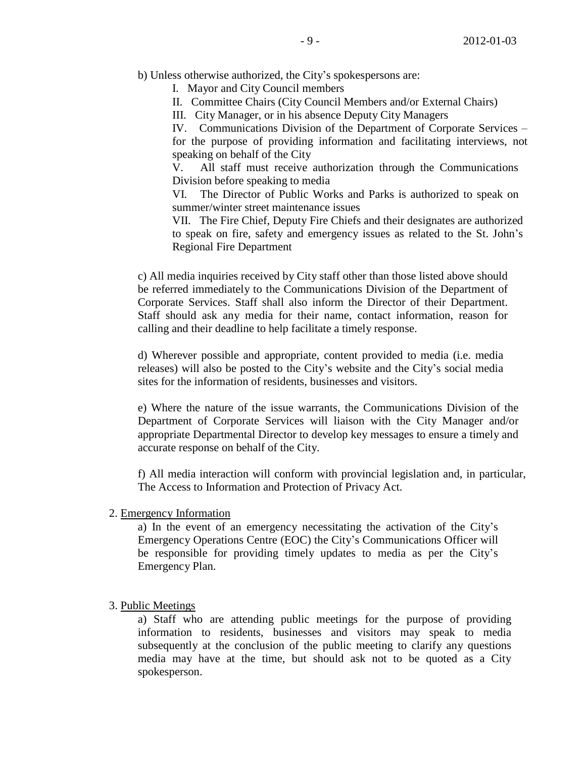b) Unless otherwise authorized, the City's spokespersons are:

I. Mayor and City Council members

II. Committee Chairs (City Council Members and/or External Chairs)

III. City Manager, or in his absence Deputy City Managers

IV. Communications Division of the Department of Corporate Services – for the purpose of providing information and facilitating interviews, not speaking on behalf of the City

V. All staff must receive authorization through the Communications Division before speaking to media

VI. The Director of Public Works and Parks is authorized to speak on summer/winter street maintenance issues

VII. The Fire Chief, Deputy Fire Chiefs and their designates are authorized to speak on fire, safety and emergency issues as related to the St. John's Regional Fire Department

c) All media inquiries received by City staff other than those listed above should be referred immediately to the Communications Division of the Department of Corporate Services. Staff shall also inform the Director of their Department. Staff should ask any media for their name, contact information, reason for calling and their deadline to help facilitate a timely response.

d) Wherever possible and appropriate, content provided to media (i.e. media releases) will also be posted to the City's website and the City's social media sites for the information of residents, businesses and visitors.

e) Where the nature of the issue warrants, the Communications Division of the Department of Corporate Services will liaison with the City Manager and/or appropriate Departmental Director to develop key messages to ensure a timely and accurate response on behalf of the City.

f) All media interaction will conform with provincial legislation and, in particular, The Access to Information and Protection of Privacy Act.

2. <u>Emergency Information</u>

a) In the event of an emergency necessitating the activation of the City's Emergency Operations Centre (EOC) the City's Communications Officer will be responsible for providing timely updates to media as per the City's Emergency Plan.

3. <u>Public Meetings</u>

a) Staff who are attending public meetings for the purpose of providing information to residents, businesses and visitors may speak to media subsequently at the conclusion of the public meeting to clarify any questions media may have at the time, but should ask not to be quoted as a City spokesperson.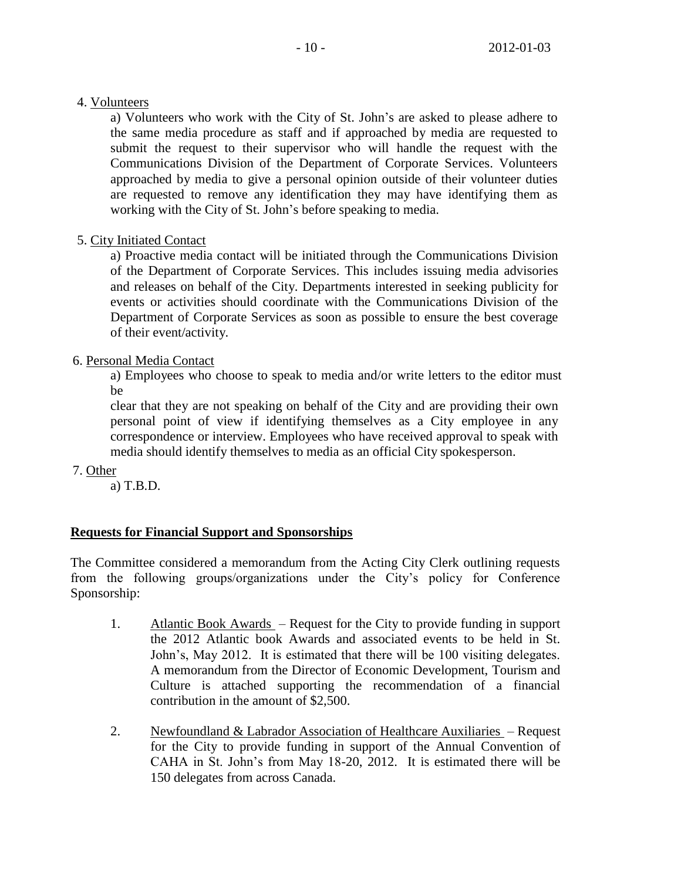4. Volunteers

   a) Volunteers who work with the City of St. John's are asked to please adhere to the same media procedure as staff and if approached by media are requested to submit the request to their supervisor who will handle the request with the Communications Division of the Department of Corporate Services. Volunteers approached by media to give a personal opinion outside of their volunteer duties are requested to remove any identification they may have identifying them as working with the City of St. John's before speaking to media.

5. City Initiated Contact

   a) Proactive media contact will be initiated through the Communications Division of the Department of Corporate Services. This includes issuing media advisories and releases on behalf of the City. Departments interested in seeking publicity for events or activities should coordinate with the Communications Division of the Department of Corporate Services as soon as possible to ensure the best coverage of their event/activity.

6. Personal Media Contact

   a) Employees who choose to speak to media and/or write letters to the editor must be
   clear that they are not speaking on behalf of the City and are providing their own personal point of view if identifying themselves as a City employee in any correspondence or interview. Employees who have received approval to speak with media should identify themselves to media as an official City spokesperson.

7. Other

   a) T.B.D.

**Requests for Financial Support and Sponsorships**

The Committee considered a memorandum from the Acting City Clerk outlining requests from the following groups/organizations under the City's policy for Conference Sponsorship:

1. Atlantic Book Awards – Request for the City to provide funding in support the 2012 Atlantic book Awards and associated events to be held in St. John's, May 2012. It is estimated that there will be 100 visiting delegates. A memorandum from the Director of Economic Development, Tourism and Culture is attached supporting the recommendation of a financial contribution in the amount of $2,500.

2. Newfoundland & Labrador Association of Healthcare Auxiliaries – Request for the City to provide funding in support of the Annual Convention of CAHA in St. John's from May 18-20, 2012. It is estimated there will be 150 delegates from across Canada.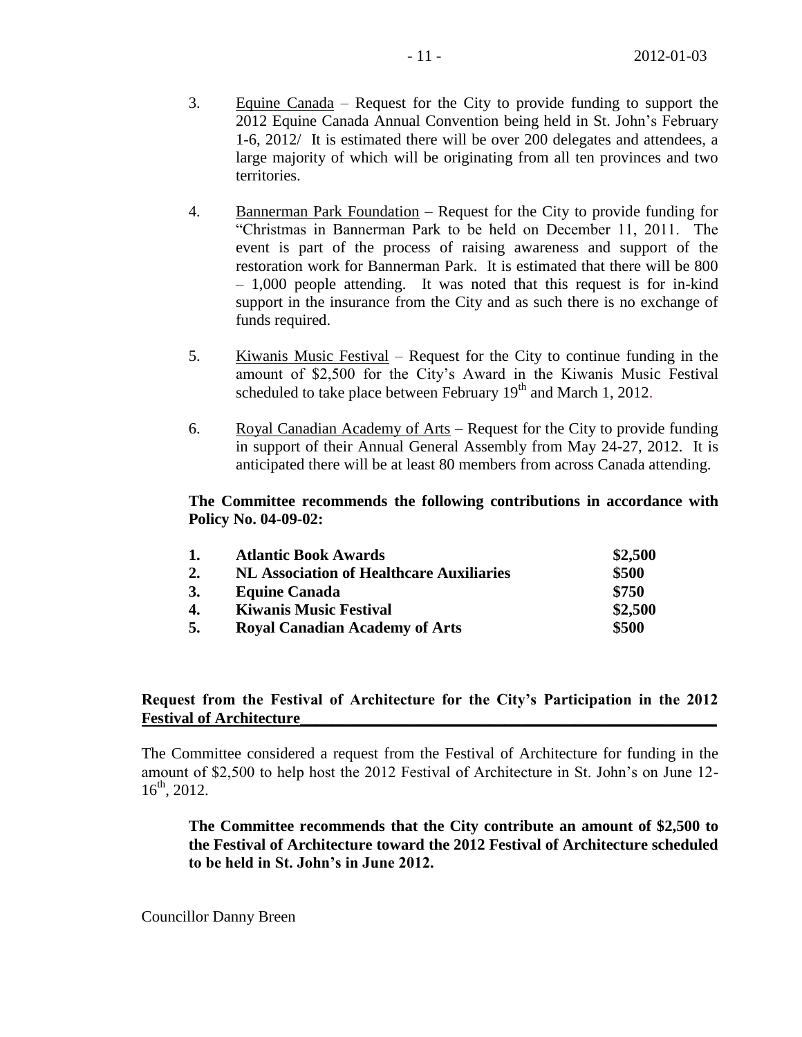3. Equine Canada – Request for the City to provide funding to support the 2012 Equine Canada Annual Convention being held in St. John's February 1-6, 2012/ It is estimated there will be over 200 delegates and attendees, a large majority of which will be originating from all ten provinces and two territories.

4. Bannerman Park Foundation – Request for the City to provide funding for "Christmas in Bannerman Park to be held on December 11, 2011. The event is part of the process of raising awareness and support of the restoration work for Bannerman Park. It is estimated that there will be 800 – 1,000 people attending. It was noted that this request is for in-kind support in the insurance from the City and as such there is no exchange of funds required.

5. Kiwanis Music Festival – Request for the City to continue funding in the amount of $2,500 for the City's Award in the Kiwanis Music Festival scheduled to take place between February 19th and March 1, 2012.

6. Royal Canadian Academy of Arts – Request for the City to provide funding in support of their Annual General Assembly from May 24-27, 2012. It is anticipated there will be at least 80 members from across Canada attending.

**The Committee recommends the following contributions in accordance with Policy No. 04-09-02:**

| | | |
|---|---|---|
| **1.** | **Atlantic Book Awards** | **$2,500** |
| **2.** | **NL Association of Healthcare Auxiliaries** | **$500** |
| **3.** | **Equine Canada** | **$750** |
| **4.** | **Kiwanis Music Festival** | **$2,500** |
| **5.** | **Royal Canadian Academy of Arts** | **$500** |

**Request from the Festival of Architecture for the City's Participation in the 2012 Festival of Architecture**

The Committee considered a request from the Festival of Architecture for funding in the amount of $2,500 to help host the 2012 Festival of Architecture in St. John's on June 12-16th, 2012.

**The Committee recommends that the City contribute an amount of $2,500 to the Festival of Architecture toward the 2012 Festival of Architecture scheduled to be held in St. John's in June 2012.**

Councillor Danny Breen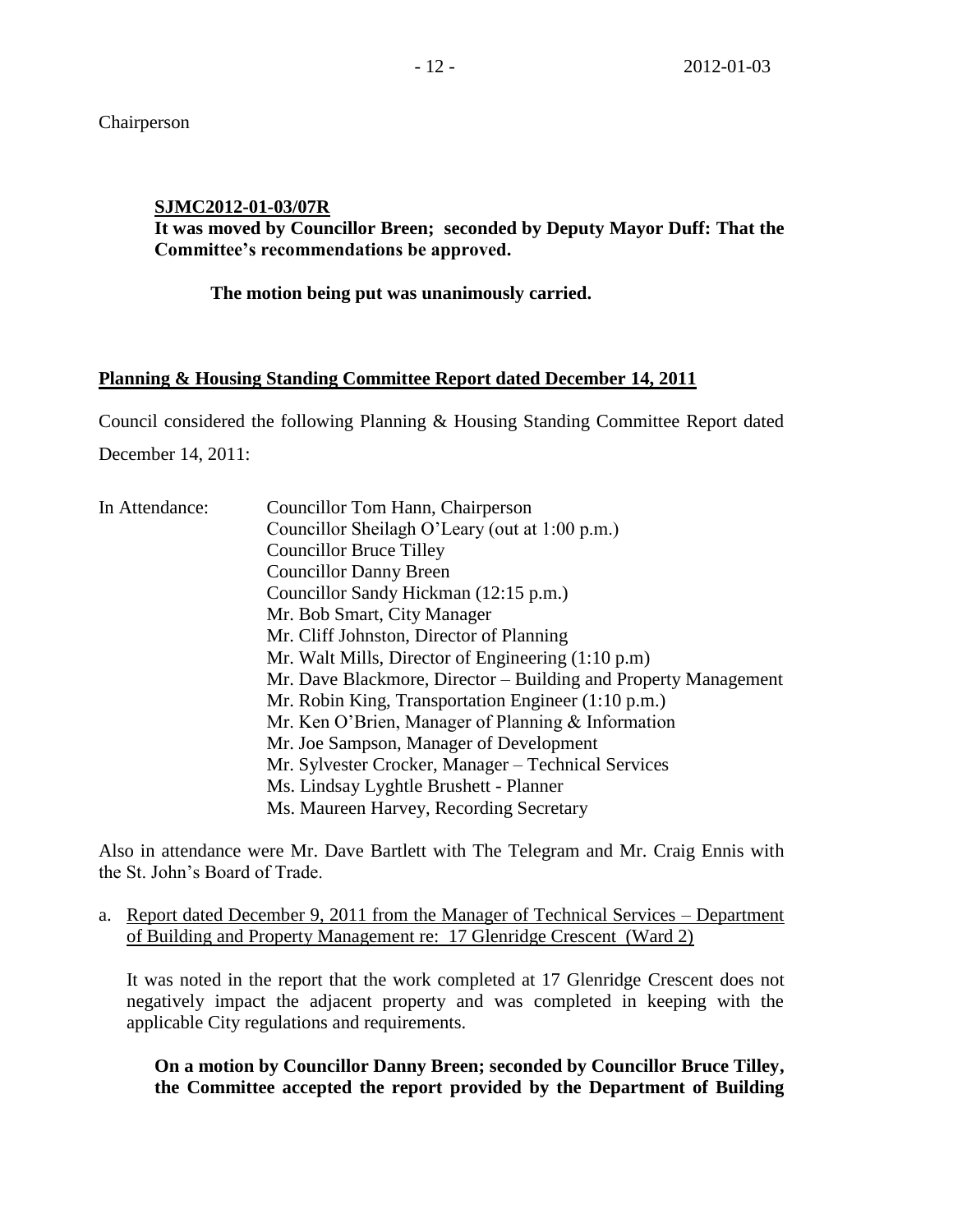Chairperson

**SJMC2012-01-03/07R**
**It was moved by Councillor Breen; seconded by Deputy Mayor Duff: That the Committee's recommendations be approved.**

**The motion being put was unanimously carried.**

**Planning & Housing Standing Committee Report dated December 14, 2011**

Council considered the following Planning & Housing Standing Committee Report dated December 14, 2011:

In Attendance:
Councillor Tom Hann, Chairperson
Councillor Sheilagh O'Leary (out at 1:00 p.m.)
Councillor Bruce Tilley
Councillor Danny Breen
Councillor Sandy Hickman (12:15 p.m.)
Mr. Bob Smart, City Manager
Mr. Cliff Johnston, Director of Planning
Mr. Walt Mills, Director of Engineering (1:10 p.m)
Mr. Dave Blackmore, Director – Building and Property Management
Mr. Robin King, Transportation Engineer (1:10 p.m.)
Mr. Ken O'Brien, Manager of Planning & Information
Mr. Joe Sampson, Manager of Development
Mr. Sylvester Crocker, Manager – Technical Services
Ms. Lindsay Lyghtle Brushett - Planner
Ms. Maureen Harvey, Recording Secretary

Also in attendance were Mr. Dave Bartlett with The Telegram and Mr. Craig Ennis with the St. John's Board of Trade.

a. Report dated December 9, 2011 from the Manager of Technical Services – Department of Building and Property Management re: 17 Glenridge Crescent (Ward 2)

It was noted in the report that the work completed at 17 Glenridge Crescent does not negatively impact the adjacent property and was completed in keeping with the applicable City regulations and requirements.

**On a motion by Councillor Danny Breen; seconded by Councillor Bruce Tilley, the Committee accepted the report provided by the Department of Building**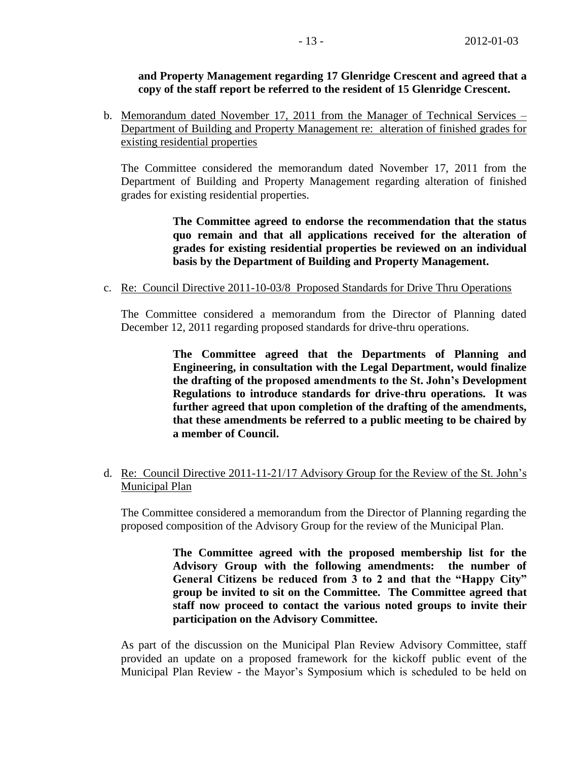**and Property Management regarding 17 Glenridge Crescent and agreed that a copy of the staff report be referred to the resident of 15 Glenridge Crescent.**

b. Memorandum dated November 17, 2011 from the Manager of Technical Services – Department of Building and Property Management re: alteration of finished grades for existing residential properties

The Committee considered the memorandum dated November 17, 2011 from the Department of Building and Property Management regarding alteration of finished grades for existing residential properties.

> **The Committee agreed to endorse the recommendation that the status quo remain and that all applications received for the alteration of grades for existing residential properties be reviewed on an individual basis by the Department of Building and Property Management.**

c. Re: Council Directive 2011-10-03/8 Proposed Standards for Drive Thru Operations

The Committee considered a memorandum from the Director of Planning dated December 12, 2011 regarding proposed standards for drive-thru operations.

> **The Committee agreed that the Departments of Planning and Engineering, in consultation with the Legal Department, would finalize the drafting of the proposed amendments to the St. John's Development Regulations to introduce standards for drive-thru operations. It was further agreed that upon completion of the drafting of the amendments, that these amendments be referred to a public meeting to be chaired by a member of Council.**

d. Re: Council Directive 2011-11-21/17 Advisory Group for the Review of the St. John's Municipal Plan

The Committee considered a memorandum from the Director of Planning regarding the proposed composition of the Advisory Group for the review of the Municipal Plan.

> **The Committee agreed with the proposed membership list for the Advisory Group with the following amendments: the number of General Citizens be reduced from 3 to 2 and that the "Happy City" group be invited to sit on the Committee. The Committee agreed that staff now proceed to contact the various noted groups to invite their participation on the Advisory Committee.**

As part of the discussion on the Municipal Plan Review Advisory Committee, staff provided an update on a proposed framework for the kickoff public event of the Municipal Plan Review - the Mayor's Symposium which is scheduled to be held on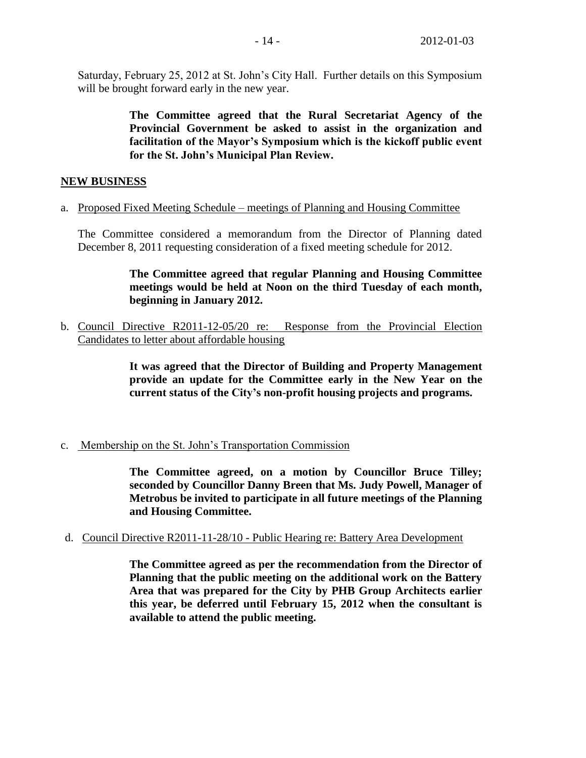Saturday, February 25, 2012 at St. John's City Hall. Further details on this Symposium will be brought forward early in the new year.

**The Committee agreed that the Rural Secretariat Agency of the Provincial Government be asked to assist in the organization and facilitation of the Mayor's Symposium which is the kickoff public event for the St. John's Municipal Plan Review.**

## NEW BUSINESS

a. Proposed Fixed Meeting Schedule – meetings of Planning and Housing Committee

The Committee considered a memorandum from the Director of Planning dated December 8, 2011 requesting consideration of a fixed meeting schedule for 2012.

**The Committee agreed that regular Planning and Housing Committee meetings would be held at Noon on the third Tuesday of each month, beginning in January 2012.**

b. Council Directive R2011-12-05/20 re: Response from the Provincial Election Candidates to letter about affordable housing

**It was agreed that the Director of Building and Property Management provide an update for the Committee early in the New Year on the current status of the City's non-profit housing projects and programs.**

c. Membership on the St. John's Transportation Commission

**The Committee agreed, on a motion by Councillor Bruce Tilley; seconded by Councillor Danny Breen that Ms. Judy Powell, Manager of Metrobus be invited to participate in all future meetings of the Planning and Housing Committee.**

d. Council Directive R2011-11-28/10 - Public Hearing re: Battery Area Development

**The Committee agreed as per the recommendation from the Director of Planning that the public meeting on the additional work on the Battery Area that was prepared for the City by PHB Group Architects earlier this year, be deferred until February 15, 2012 when the consultant is available to attend the public meeting.**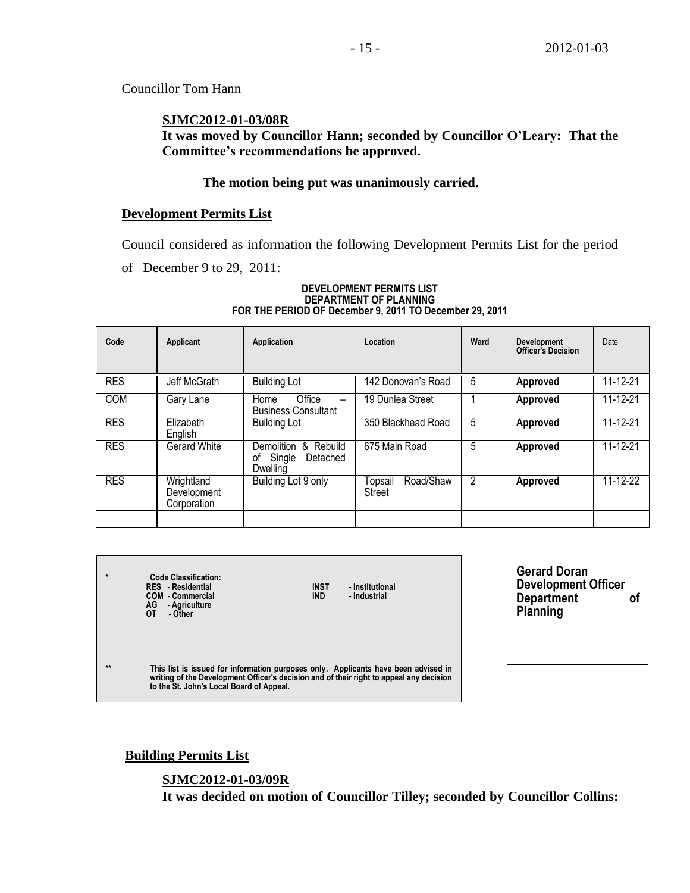Councillor Tom Hann

**SJMC2012-01-03/08R**
**It was moved by Councillor Hann; seconded by Councillor O'Leary: That the Committee's recommendations be approved.**

**The motion being put was unanimously carried.**

## Development Permits List

Council considered as information the following Development Permits List for the period of December 9 to 29, 2011:

**DEVELOPMENT PERMITS LIST**
**DEPARTMENT OF PLANNING**
**FOR THE PERIOD OF December 9, 2011 TO December 29, 2011**

| Code | Applicant | Application | Location | Ward | Development Officer's Decision | Date |
|---|---|---|---|---|---|---|
| RES | Jeff McGrath | Building Lot | 142 Donovan's Road | 5 | **Approved** | 11-12-21 |
| COM | Gary Lane | Home Office – Business Consultant | 19 Dunlea Street | 1 | **Approved** | 11-12-21 |
| RES | Elizabeth English | Building Lot | 350 Blackhead Road | 5 | **Approved** | 11-12-21 |
| RES | Gerard White | Demolition & Rebuild of Single Detached Dwelling | 675 Main Road | 5 | **Approved** | 11-12-21 |
| RES | Wrightland Development Corporation | Building Lot 9 only | Topsail Road/Shaw Street | 2 | **Approved** | 11-12-22 |
| | | | | | | |

\* **Code Classification:**
**RES - Residential**
**COM - Commercial**
**AG - Agriculture**
**OT - Other**
**INST - Institutional**
**IND - Industrial**

\*\* **This list is issued for information purposes only. Applicants have been advised in writing of the Development Officer's decision and of their right to appeal any decision to the St. John's Local Board of Appeal.**

**Gerard Doran**
**Development Officer**
**Department of Planning**

## Building Permits List

**SJMC2012-01-03/09R**
**It was decided on motion of Councillor Tilley; seconded by Councillor Collins:**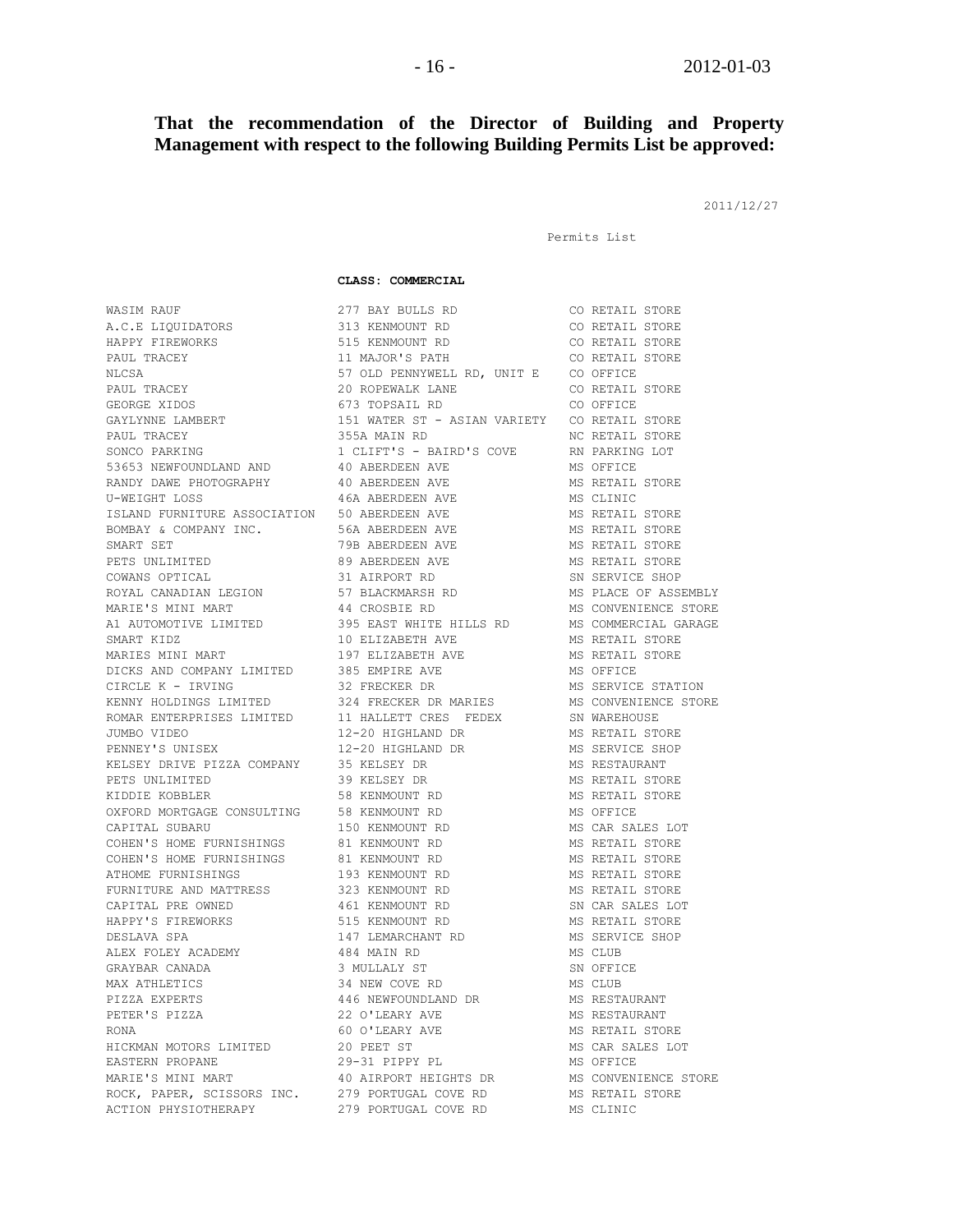**That the recommendation of the Director of Building and Property Management with respect to the following Building Permits List be approved:**

2011/12/27

Permits List

**CLASS: COMMERCIAL**

| | | |
|---|---|---|
| WASIM RAUF | 277 BAY BULLS RD | CO RETAIL STORE |
| A.C.E LIQUIDATORS | 313 KENMOUNT RD | CO RETAIL STORE |
| HAPPY FIREWORKS | 515 KENMOUNT RD | CO RETAIL STORE |
| PAUL TRACEY | 11 MAJOR'S PATH | CO RETAIL STORE |
| NLCSA | 57 OLD PENNYWELL RD, UNIT E | CO OFFICE |
| PAUL TRACEY | 20 ROPEWALK LANE | CO RETAIL STORE |
| GEORGE XIDOS | 673 TOPSAIL RD | CO OFFICE |
| GAYLYNNE LAMBERT | 151 WATER ST - ASIAN VARIETY | CO RETAIL STORE |
| PAUL TRACEY | 355A MAIN RD | NC RETAIL STORE |
| SONCO PARKING | 1 CLIFT'S - BAIRD'S COVE | RN PARKING LOT |
| 53653 NEWFOUNDLAND AND | 40 ABERDEEN AVE | MS OFFICE |
| RANDY DAWE PHOTOGRAPHY | 40 ABERDEEN AVE | MS RETAIL STORE |
| U-WEIGHT LOSS | 46A ABERDEEN AVE | MS CLINIC |
| ISLAND FURNITURE ASSOCIATION | 50 ABERDEEN AVE | MS RETAIL STORE |
| BOMBAY & COMPANY INC. | 56A ABERDEEN AVE | MS RETAIL STORE |
| SMART SET | 79B ABERDEEN AVE | MS RETAIL STORE |
| PETS UNLIMITED | 89 ABERDEEN AVE | MS RETAIL STORE |
| COWANS OPTICAL | 31 AIRPORT RD | SN SERVICE SHOP |
| ROYAL CANADIAN LEGION | 57 BLACKMARSH RD | MS PLACE OF ASSEMBLY |
| MARIE'S MINI MART | 44 CROSBIE RD | MS CONVENIENCE STORE |
| A1 AUTOMOTIVE LIMITED | 395 EAST WHITE HILLS RD | MS COMMERCIAL GARAGE |
| SMART KIDZ | 10 ELIZABETH AVE | MS RETAIL STORE |
| MARIES MINI MART | 197 ELIZABETH AVE | MS RETAIL STORE |
| DICKS AND COMPANY LIMITED | 385 EMPIRE AVE | MS OFFICE |
| CIRCLE K - IRVING | 32 FRECKER DR | MS SERVICE STATION |
| KENNY HOLDINGS LIMITED | 324 FRECKER DR MARIES | MS CONVENIENCE STORE |
| ROMAR ENTERPRISES LIMITED | 11 HALLETT CRES FEDEX | SN WAREHOUSE |
| JUMBO VIDEO | 12-20 HIGHLAND DR | MS RETAIL STORE |
| PENNEY'S UNISEX | 12-20 HIGHLAND DR | MS SERVICE SHOP |
| KELSEY DRIVE PIZZA COMPANY | 35 KELSEY DR | MS RESTAURANT |
| PETS UNLIMITED | 39 KELSEY DR | MS RETAIL STORE |
| KIDDIE KOBBLER | 58 KENMOUNT RD | MS RETAIL STORE |
| OXFORD MORTGAGE CONSULTING | 58 KENMOUNT RD | MS OFFICE |
| CAPITAL SUBARU | 150 KENMOUNT RD | MS CAR SALES LOT |
| COHEN'S HOME FURNISHINGS | 81 KENMOUNT RD | MS RETAIL STORE |
| COHEN'S HOME FURNISHINGS | 81 KENMOUNT RD | MS RETAIL STORE |
| ATHOME FURNISHINGS | 193 KENMOUNT RD | MS RETAIL STORE |
| FURNITURE AND MATTRESS | 323 KENMOUNT RD | MS RETAIL STORE |
| CAPITAL PRE OWNED | 461 KENMOUNT RD | SN CAR SALES LOT |
| HAPPY'S FIREWORKS | 515 KENMOUNT RD | MS RETAIL STORE |
| DESLAVA SPA | 147 LEMARCHANT RD | MS SERVICE SHOP |
| ALEX FOLEY ACADEMY | 484 MAIN RD | MS CLUB |
| GRAYBAR CANADA | 3 MULLALY ST | SN OFFICE |
| MAX ATHLETICS | 34 NEW COVE RD | MS CLUB |
| PIZZA EXPERTS | 446 NEWFOUNDLAND DR | MS RESTAURANT |
| PETER'S PIZZA | 22 O'LEARY AVE | MS RESTAURANT |
| RONA | 60 O'LEARY AVE | MS RETAIL STORE |
| HICKMAN MOTORS LIMITED | 20 PEET ST | MS CAR SALES LOT |
| EASTERN PROPANE | 29-31 PIPPY PL | MS OFFICE |
| MARIE'S MINI MART | 40 AIRPORT HEIGHTS DR | MS CONVENIENCE STORE |
| ROCK, PAPER, SCISSORS INC. | 279 PORTUGAL COVE RD | MS RETAIL STORE |
| ACTION PHYSIOTHERAPY | 279 PORTUGAL COVE RD | MS CLINIC |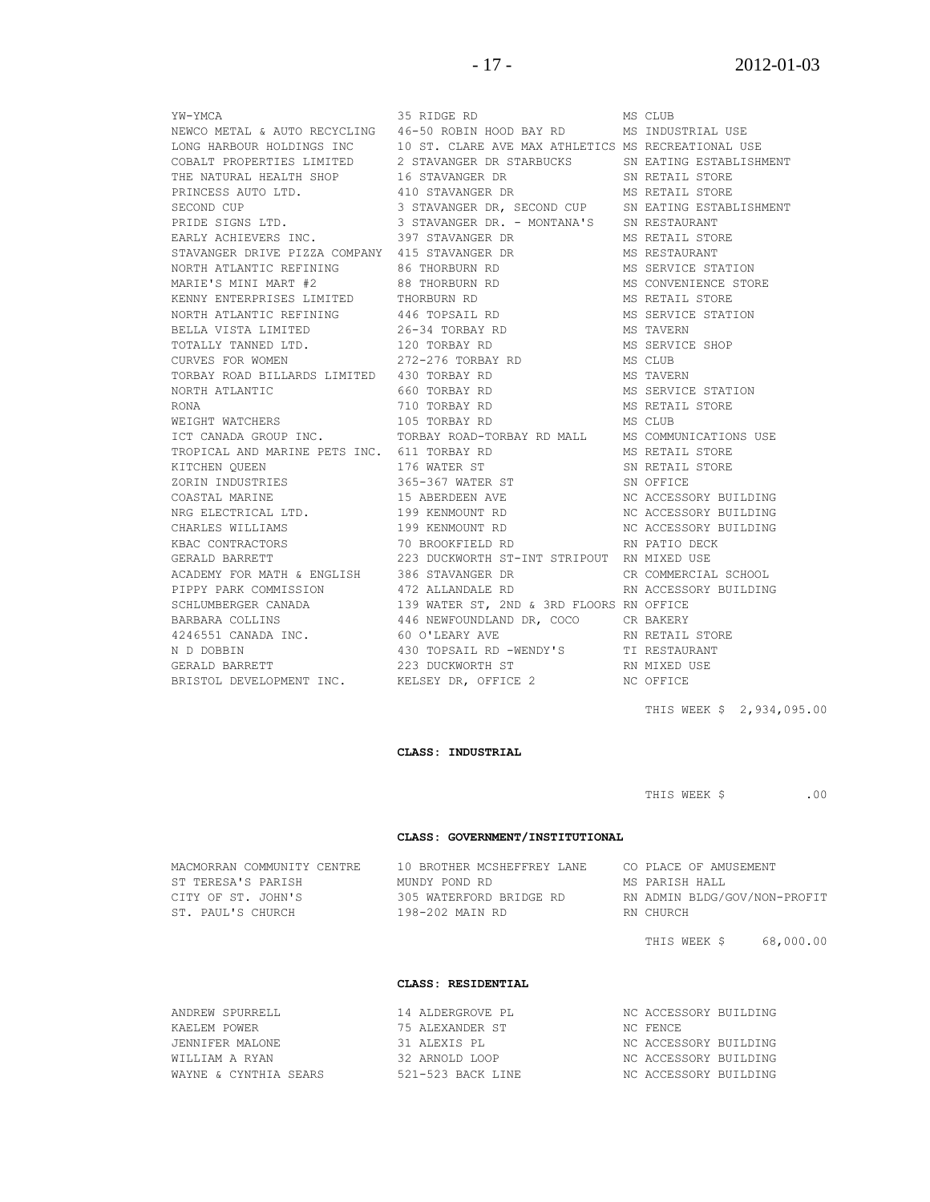| | | |
|---|---|---|
| YW-YMCA | 35 RIDGE RD | MS CLUB |
| NEWCO METAL & AUTO RECYCLING | 46-50 ROBIN HOOD BAY RD | MS INDUSTRIAL USE |
| LONG HARBOUR HOLDINGS INC | 10 ST. CLARE AVE MAX ATHLETICS | MS RECREATIONAL USE |
| COBALT PROPERTIES LIMITED | 2 STAVANGER DR STARBUCKS | SN EATING ESTABLISHMENT |
| THE NATURAL HEALTH SHOP | 16 STAVANGER DR | SN RETAIL STORE |
| PRINCESS AUTO LTD. | 410 STAVANGER DR | MS RETAIL STORE |
| SECOND CUP | 3 STAVANGER DR, SECOND CUP | SN EATING ESTABLISHMENT |
| PRIDE SIGNS LTD. | 3 STAVANGER DR. - MONTANA'S | SN RESTAURANT |
| EARLY ACHIEVERS INC. | 397 STAVANGER DR | MS RETAIL STORE |
| STAVANGER DRIVE PIZZA COMPANY | 415 STAVANGER DR | MS RESTAURANT |
| NORTH ATLANTIC REFINING | 86 THORBURN RD | MS SERVICE STATION |
| MARIE'S MINI MART #2 | 88 THORBURN RD | MS CONVENIENCE STORE |
| KENNY ENTERPRISES LIMITED | THORBURN RD | MS RETAIL STORE |
| NORTH ATLANTIC REFINING | 446 TOPSAIL RD | MS SERVICE STATION |
| BELLA VISTA LIMITED | 26-34 TORBAY RD | MS TAVERN |
| TOTALLY TANNED LTD. | 120 TORBAY RD | MS SERVICE SHOP |
| CURVES FOR WOMEN | 272-276 TORBAY RD | MS CLUB |
| TORBAY ROAD BILLARDS LIMITED | 430 TORBAY RD | MS TAVERN |
| NORTH ATLANTIC | 660 TORBAY RD | MS SERVICE STATION |
| RONA | 710 TORBAY RD | MS RETAIL STORE |
| WEIGHT WATCHERS | 105 TORBAY RD | MS CLUB |
| ICT CANADA GROUP INC. | TORBAY ROAD-TORBAY RD MALL | MS COMMUNICATIONS USE |
| TROPICAL AND MARINE PETS INC. | 611 TORBAY RD | MS RETAIL STORE |
| KITCHEN QUEEN | 176 WATER ST | SN RETAIL STORE |
| ZORIN INDUSTRIES | 365-367 WATER ST | SN OFFICE |
| COASTAL MARINE | 15 ABERDEEN AVE | NC ACCESSORY BUILDING |
| NRG ELECTRICAL LTD. | 199 KENMOUNT RD | NC ACCESSORY BUILDING |
| CHARLES WILLIAMS | 199 KENMOUNT RD | NC ACCESSORY BUILDING |
| KBAC CONTRACTORS | 70 BROOKFIELD RD | RN PATIO DECK |
| GERALD BARRETT | 223 DUCKWORTH ST-INT STRIPOUT | RN MIXED USE |
| ACADEMY FOR MATH & ENGLISH | 386 STAVANGER DR | CR COMMERCIAL SCHOOL |
| PIPPY PARK COMMISSION | 472 ALLANDALE RD | RN ACCESSORY BUILDING |
| SCHLUMBERGER CANADA | 139 WATER ST, 2ND & 3RD FLOORS | RN OFFICE |
| BARBARA COLLINS | 446 NEWFOUNDLAND DR, COCO | CR BAKERY |
| 4246551 CANADA INC. | 60 O'LEARY AVE | RN RETAIL STORE |
| N D DOBBIN | 430 TOPSAIL RD -WENDY'S | TI RESTAURANT |
| GERALD BARRETT | 223 DUCKWORTH ST | RN MIXED USE |
| BRISTOL DEVELOPMENT INC. | KELSEY DR, OFFICE 2 | NC OFFICE |

THIS WEEK $ 2,934,095.00

**CLASS: INDUSTRIAL**

THIS WEEK $ .00

**CLASS: GOVERNMENT/INSTITUTIONAL**

| | | |
|---|---|---|
| MACMORRAN COMMUNITY CENTRE | 10 BROTHER MCSHEFFREY LANE | CO PLACE OF AMUSEMENT |
| ST TERESA'S PARISH | MUNDY POND RD | MS PARISH HALL |
| CITY OF ST. JOHN'S | 305 WATERFORD BRIDGE RD | RN ADMIN BLDG/GOV/NON-PROFIT |
| ST. PAUL'S CHURCH | 198-202 MAIN RD | RN CHURCH |

THIS WEEK $ 68,000.00

**CLASS: RESIDENTIAL**

| | | |
|---|---|---|
| ANDREW SPURRELL | 14 ALDERGROVE PL | NC ACCESSORY BUILDING |
| KAELEM POWER | 75 ALEXANDER ST | NC FENCE |
| JENNIFER MALONE | 31 ALEXIS PL | NC ACCESSORY BUILDING |
| WILLIAM A RYAN | 32 ARNOLD LOOP | NC ACCESSORY BUILDING |
| WAYNE & CYNTHIA SEARS | 521-523 BACK LINE | NC ACCESSORY BUILDING |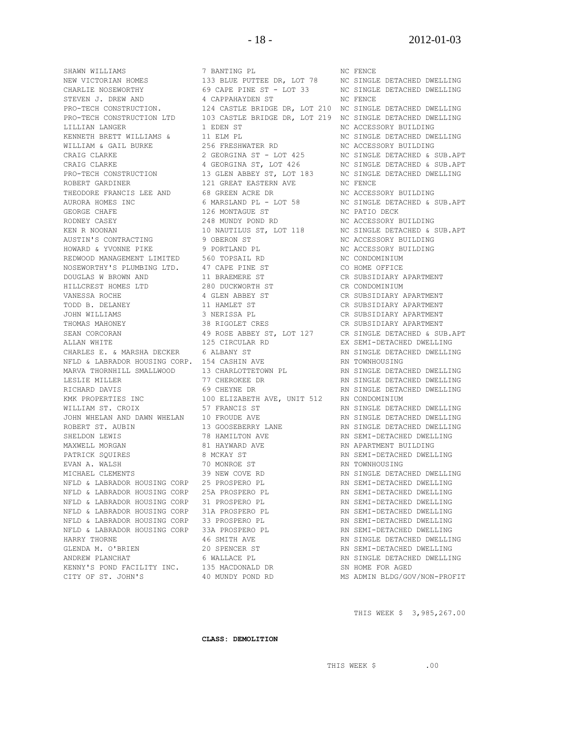| | | |
|---|---|---|
| SHAWN WILLIAMS | 7 BANTING PL | NC FENCE |
| NEW VICTORIAN HOMES | 133 BLUE PUTTEE DR, LOT 78 | NC SINGLE DETACHED DWELLING |
| CHARLIE NOSEWORTHY | 69 CAPE PINE ST - LOT 33 | NC SINGLE DETACHED DWELLING |
| STEVEN J. DREW AND | 4 CAPPAHAYDEN ST | NC FENCE |
| PRO-TECH CONSTRUCTION. | 124 CASTLE BRIDGE DR, LOT 210 | NC SINGLE DETACHED DWELLING |
| PRO-TECH CONSTRUCTION LTD | 103 CASTLE BRIDGE DR, LOT 219 | NC SINGLE DETACHED DWELLING |
| LILLIAN LANGER | 1 EDEN ST | NC ACCESSORY BUILDING |
| KENNETH BRETT WILLIAMS & | 11 ELM PL | NC SINGLE DETACHED DWELLING |
| WILLIAM & GAIL BURKE | 256 FRESHWATER RD | NC ACCESSORY BUILDING |
| CRAIG CLARKE | 2 GEORGINA ST - LOT 425 | NC SINGLE DETACHED & SUB.APT |
| CRAIG CLARKE | 4 GEORGINA ST, LOT 426 | NC SINGLE DETACHED & SUB.APT |
| PRO-TECH CONSTRUCTION | 13 GLEN ABBEY ST, LOT 183 | NC SINGLE DETACHED DWELLING |
| ROBERT GARDINER | 121 GREAT EASTERN AVE | NC FENCE |
| THEODORE FRANCIS LEE AND | 68 GREEN ACRE DR | NC ACCESSORY BUILDING |
| AURORA HOMES INC | 6 MARSLAND PL - LOT 58 | NC SINGLE DETACHED & SUB.APT |
| GEORGE CHAFE | 126 MONTAGUE ST | NC PATIO DECK |
| RODNEY CASEY | 248 MUNDY POND RD | NC ACCESSORY BUILDING |
| KEN R NOONAN | 10 NAUTILUS ST, LOT 118 | NC SINGLE DETACHED & SUB.APT |
| AUSTIN'S CONTRACTING | 9 OBERON ST | NC ACCESSORY BUILDING |
| HOWARD & YVONNE PIKE | 9 PORTLAND PL | NC ACCESSORY BUILDING |
| REDWOOD MANAGEMENT LIMITED | 560 TOPSAIL RD | NC CONDOMINIUM |
| NOSEWORTHY'S PLUMBING LTD. | 47 CAPE PINE ST | CO HOME OFFICE |
| DOUGLAS W BROWN AND | 11 BRAEMERE ST | CR SUBSIDIARY APARTMENT |
| HILLCREST HOMES LTD | 280 DUCKWORTH ST | CR CONDOMINIUM |
| VANESSA ROCHE | 4 GLEN ABBEY ST | CR SUBSIDIARY APARTMENT |
| TODD B. DELANEY | 11 HAMLET ST | CR SUBSIDIARY APARTMENT |
| JOHN WILLIAMS | 3 NERISSA PL | CR SUBSIDIARY APARTMENT |
| THOMAS MAHONEY | 38 RIGOLET CRES | CR SUBSIDIARY APARTMENT |
| SEAN CORCORAN | 49 ROSE ABBEY ST, LOT 127 | CR SINGLE DETACHED & SUB.APT |
| ALLAN WHITE | 125 CIRCULAR RD | EX SEMI-DETACHED DWELLING |
| CHARLES E. & MARSHA DECKER | 6 ALBANY ST | RN SINGLE DETACHED DWELLING |
| NFLD & LABRADOR HOUSING CORP. | 154 CASHIN AVE | RN TOWNHOUSING |
| MARVA THORNHILL SMALLWOOD | 13 CHARLOTTETOWN PL | RN SINGLE DETACHED DWELLING |
| LESLIE MILLER | 77 CHEROKEE DR | RN SINGLE DETACHED DWELLING |
| RICHARD DAVIS | 69 CHEYNE DR | RN SINGLE DETACHED DWELLING |
| KMK PROPERTIES INC | 100 ELIZABETH AVE, UNIT 512 | RN CONDOMINIUM |
| WILLIAM ST. CROIX | 57 FRANCIS ST | RN SINGLE DETACHED DWELLING |
| JOHN WHELAN AND DAWN WHELAN | 10 FROUDE AVE | RN SINGLE DETACHED DWELLING |
| ROBERT ST. AUBIN | 13 GOOSEBERRY LANE | RN SINGLE DETACHED DWELLING |
| SHELDON LEWIS | 78 HAMILTON AVE | RN SEMI-DETACHED DWELLING |
| MAXWELL MORGAN | 81 HAYWARD AVE | RN APARTMENT BUILDING |
| PATRICK SQUIRES | 8 MCKAY ST | RN SEMI-DETACHED DWELLING |
| EVAN A. WALSH | 70 MONROE ST | RN TOWNHOUSING |
| MICHAEL CLEMENTS | 39 NEW COVE RD | RN SINGLE DETACHED DWELLING |
| NFLD & LABRADOR HOUSING CORP | 25 PROSPERO PL | RN SEMI-DETACHED DWELLING |
| NFLD & LABRADOR HOUSING CORP | 25A PROSPERO PL | RN SEMI-DETACHED DWELLING |
| NFLD & LABRADOR HOUSING CORP | 31 PROSPERO PL | RN SEMI-DETACHED DWELLING |
| NFLD & LABRADOR HOUSING CORP | 31A PROSPERO PL | RN SEMI-DETACHED DWELLING |
| NFLD & LABRADOR HOUSING CORP | 33 PROSPERO PL | RN SEMI-DETACHED DWELLING |
| NFLD & LABRADOR HOUSING CORP | 33A PROSPERO PL | RN SEMI-DETACHED DWELLING |
| HARRY THORNE | 46 SMITH AVE | RN SINGLE DETACHED DWELLING |
| GLENDA M. O'BRIEN | 20 SPENCER ST | RN SEMI-DETACHED DWELLING |
| ANDREW PLANCHAT | 6 WALLACE PL | RN SINGLE DETACHED DWELLING |
| KENNY'S POND FACILITY INC. | 135 MACDONALD DR | SN HOME FOR AGED |
| CITY OF ST. JOHN'S | 40 MUNDY POND RD | MS ADMIN BLDG/GOV/NON-PROFIT |

THIS WEEK $ 3,985,267.00

**CLASS: DEMOLITION**

THIS WEEK $ .00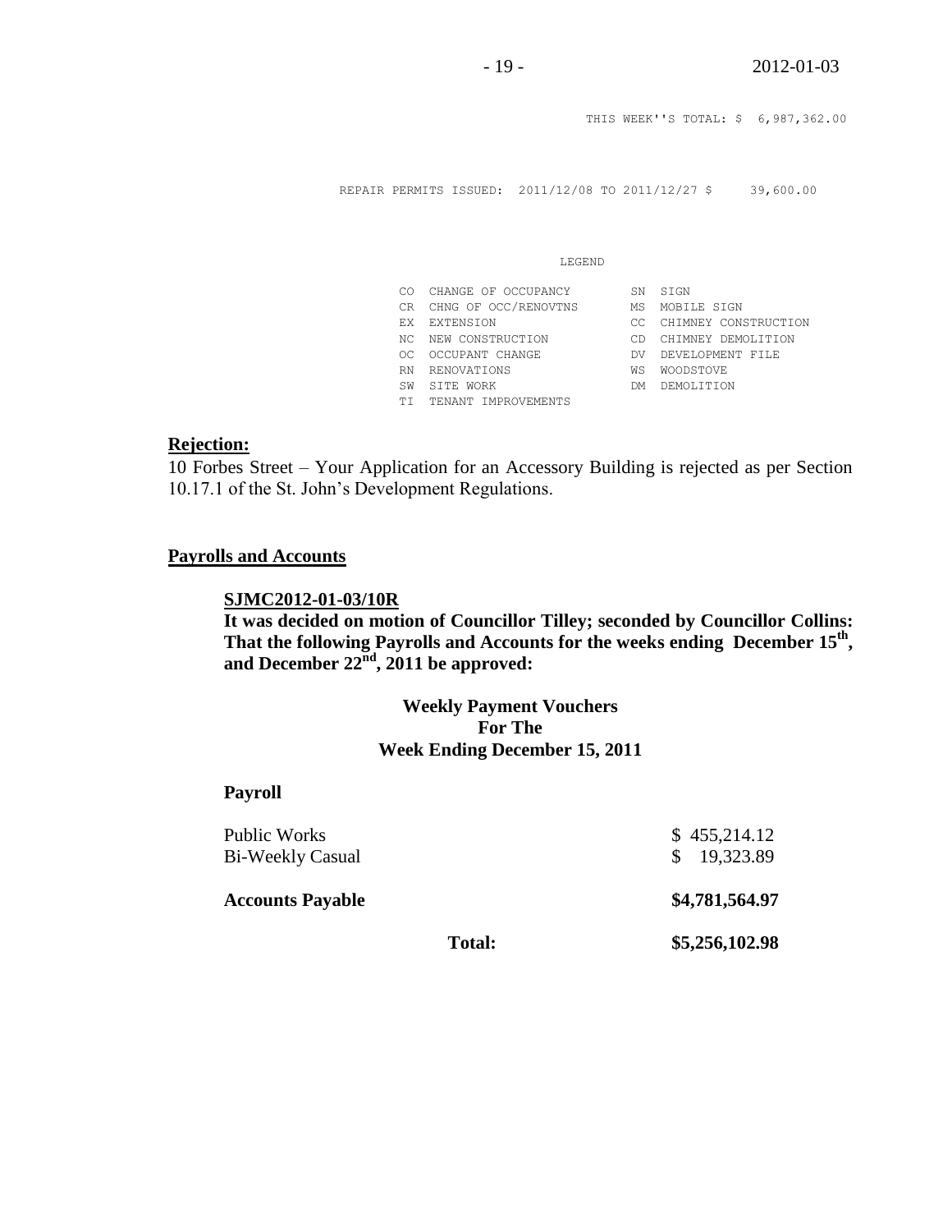THIS WEEK''S TOTAL: $ 6,987,362.00

REPAIR PERMITS ISSUED: 2011/12/08 TO 2011/12/27 $ 39,600.00

LEGEND

| | | | |
|---|---|---|---|
| CO | CHANGE OF OCCUPANCY | SN | SIGN |
| CR | CHNG OF OCC/RENOVTNS | MS | MOBILE SIGN |
| EX | EXTENSION | CC | CHIMNEY CONSTRUCTION |
| NC | NEW CONSTRUCTION | CD | CHIMNEY DEMOLITION |
| OC | OCCUPANT CHANGE | DV | DEVELOPMENT FILE |
| RN | RENOVATIONS | WS | WOODSTOVE |
| SW | SITE WORK | DM | DEMOLITION |
| TI | TENANT IMPROVEMENTS | | |

**Rejection:**

10 Forbes Street – Your Application for an Accessory Building is rejected as per Section 10.17.1 of the St. John's Development Regulations.

**Payrolls and Accounts**

**SJMC2012-01-03/10R**

**It was decided on motion of Councillor Tilley; seconded by Councillor Collins: That the following Payrolls and Accounts for the weeks ending December 15th, and December 22nd, 2011 be approved:**

**Weekly Payment Vouchers For The Week Ending December 15, 2011**

**Payroll**

| | |
|---|---|
| Public Works | $ 455,214.12 |
| Bi-Weekly Casual | $ 19,323.89 |
| **Accounts Payable** | **$4,781,564.97** |
| **Total:** | **$5,256,102.98** |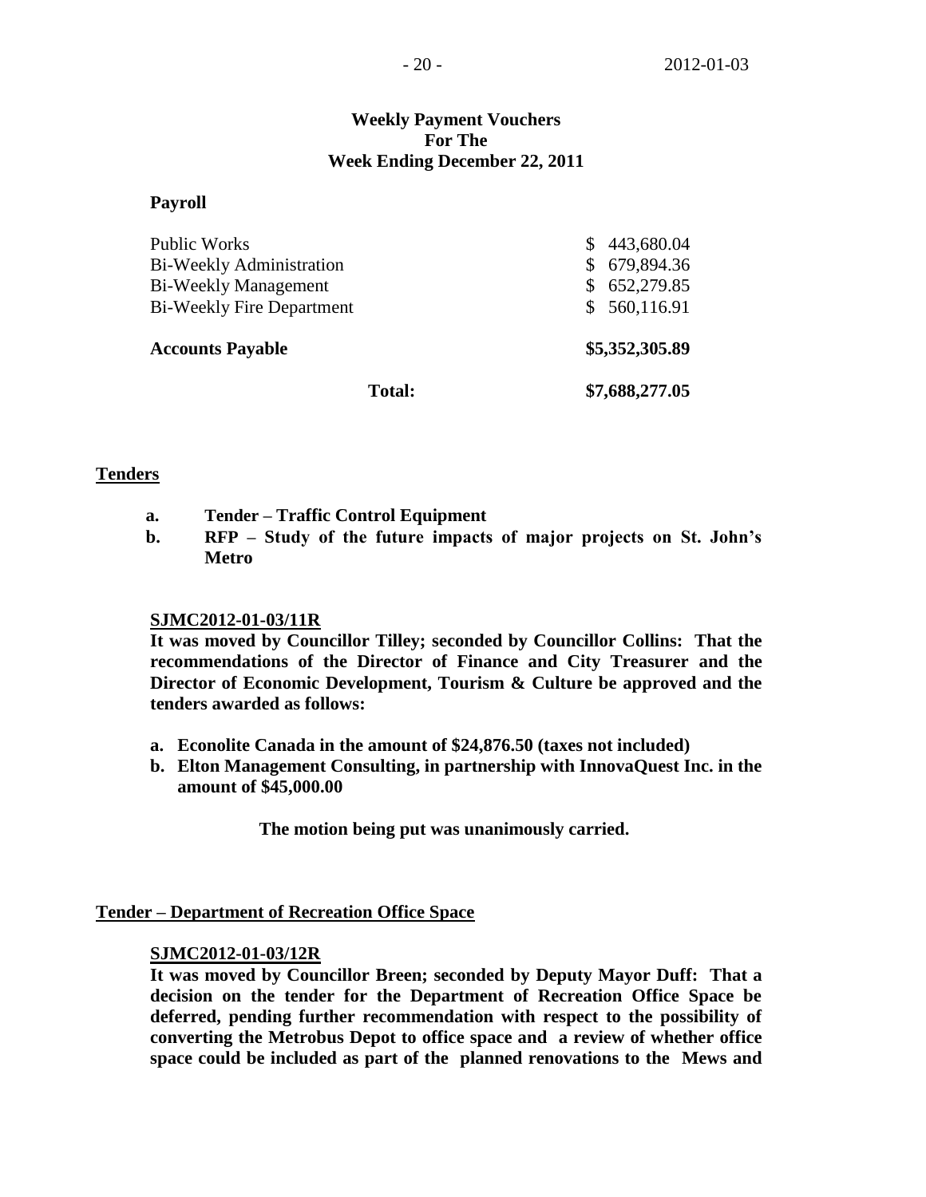**Weekly Payment Vouchers**
**For The**
**Week Ending December 22, 2011**

**Payroll**

| | |
|---|---|
| Public Works | $ 443,680.04 |
| Bi-Weekly Administration | $ 679,894.36 |
| Bi-Weekly Management | $ 652,279.85 |
| Bi-Weekly Fire Department | $ 560,116.91 |
| **Accounts Payable** | **$5,352,305.89** |
| **Total:** | **$7,688,277.05** |

## Tenders

**a. Tender – Traffic Control Equipment**
**b. RFP – Study of the future impacts of major projects on St. John's Metro**

**SJMC2012-01-03/11R**
**It was moved by Councillor Tilley; seconded by Councillor Collins: That the recommendations of the Director of Finance and City Treasurer and the Director of Economic Development, Tourism & Culture be approved and the tenders awarded as follows:**

**a. Econolite Canada in the amount of $24,876.50 (taxes not included)**
**b. Elton Management Consulting, in partnership with InnovaQuest Inc. in the amount of $45,000.00**

**The motion being put was unanimously carried.**

## Tender – Department of Recreation Office Space

**SJMC2012-01-03/12R**
**It was moved by Councillor Breen; seconded by Deputy Mayor Duff: That a decision on the tender for the Department of Recreation Office Space be deferred, pending further recommendation with respect to the possibility of converting the Metrobus Depot to office space and a review of whether office space could be included as part of the planned renovations to the Mews and**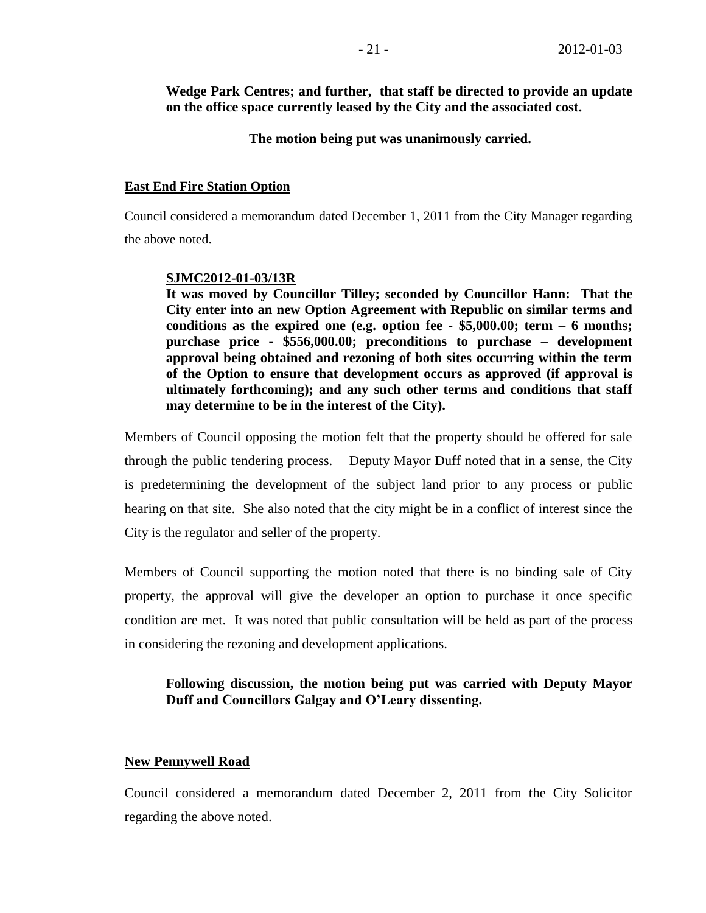**Wedge Park Centres; and further, that staff be directed to provide an update on the office space currently leased by the City and the associated cost.**

**The motion being put was unanimously carried.**

**East End Fire Station Option**

Council considered a memorandum dated December 1, 2011 from the City Manager regarding the above noted.

**SJMC2012-01-03/13R**

**It was moved by Councillor Tilley; seconded by Councillor Hann: That the City enter into an new Option Agreement with Republic on similar terms and conditions as the expired one (e.g. option fee - $5,000.00; term – 6 months; purchase price - $556,000.00; preconditions to purchase – development approval being obtained and rezoning of both sites occurring within the term of the Option to ensure that development occurs as approved (if approval is ultimately forthcoming); and any such other terms and conditions that staff may determine to be in the interest of the City).**

Members of Council opposing the motion felt that the property should be offered for sale through the public tendering process. Deputy Mayor Duff noted that in a sense, the City is predetermining the development of the subject land prior to any process or public hearing on that site. She also noted that the city might be in a conflict of interest since the City is the regulator and seller of the property.

Members of Council supporting the motion noted that there is no binding sale of City property, the approval will give the developer an option to purchase it once specific condition are met. It was noted that public consultation will be held as part of the process in considering the rezoning and development applications.

**Following discussion, the motion being put was carried with Deputy Mayor Duff and Councillors Galgay and O'Leary dissenting.**

**New Pennywell Road**

Council considered a memorandum dated December 2, 2011 from the City Solicitor regarding the above noted.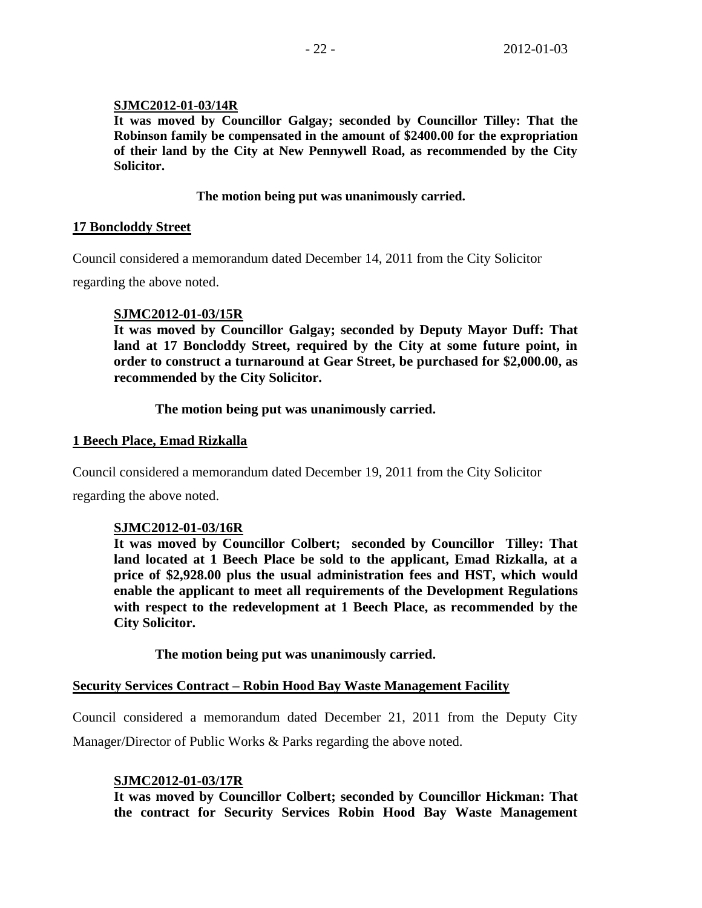**SJMC2012-01-03/14R**

**It was moved by Councillor Galgay; seconded by Councillor Tilley: That the Robinson family be compensated in the amount of $2400.00 for the expropriation of their land by the City at New Pennywell Road, as recommended by the City Solicitor.**

**The motion being put was unanimously carried.**

**17 Boncloddy Street**

Council considered a memorandum dated December 14, 2011 from the City Solicitor regarding the above noted.

**SJMC2012-01-03/15R**

**It was moved by Councillor Galgay; seconded by Deputy Mayor Duff: That land at 17 Boncloddy Street, required by the City at some future point, in order to construct a turnaround at Gear Street, be purchased for $2,000.00, as recommended by the City Solicitor.**

**The motion being put was unanimously carried.**

**1 Beech Place, Emad Rizkalla**

Council considered a memorandum dated December 19, 2011 from the City Solicitor regarding the above noted.

**SJMC2012-01-03/16R**

**It was moved by Councillor Colbert; seconded by Councillor Tilley: That land located at 1 Beech Place be sold to the applicant, Emad Rizkalla, at a price of $2,928.00 plus the usual administration fees and HST, which would enable the applicant to meet all requirements of the Development Regulations with respect to the redevelopment at 1 Beech Place, as recommended by the City Solicitor.**

**The motion being put was unanimously carried.**

**Security Services Contract – Robin Hood Bay Waste Management Facility**

Council considered a memorandum dated December 21, 2011 from the Deputy City Manager/Director of Public Works & Parks regarding the above noted.

**SJMC2012-01-03/17R**

**It was moved by Councillor Colbert; seconded by Councillor Hickman: That the contract for Security Services Robin Hood Bay Waste Management**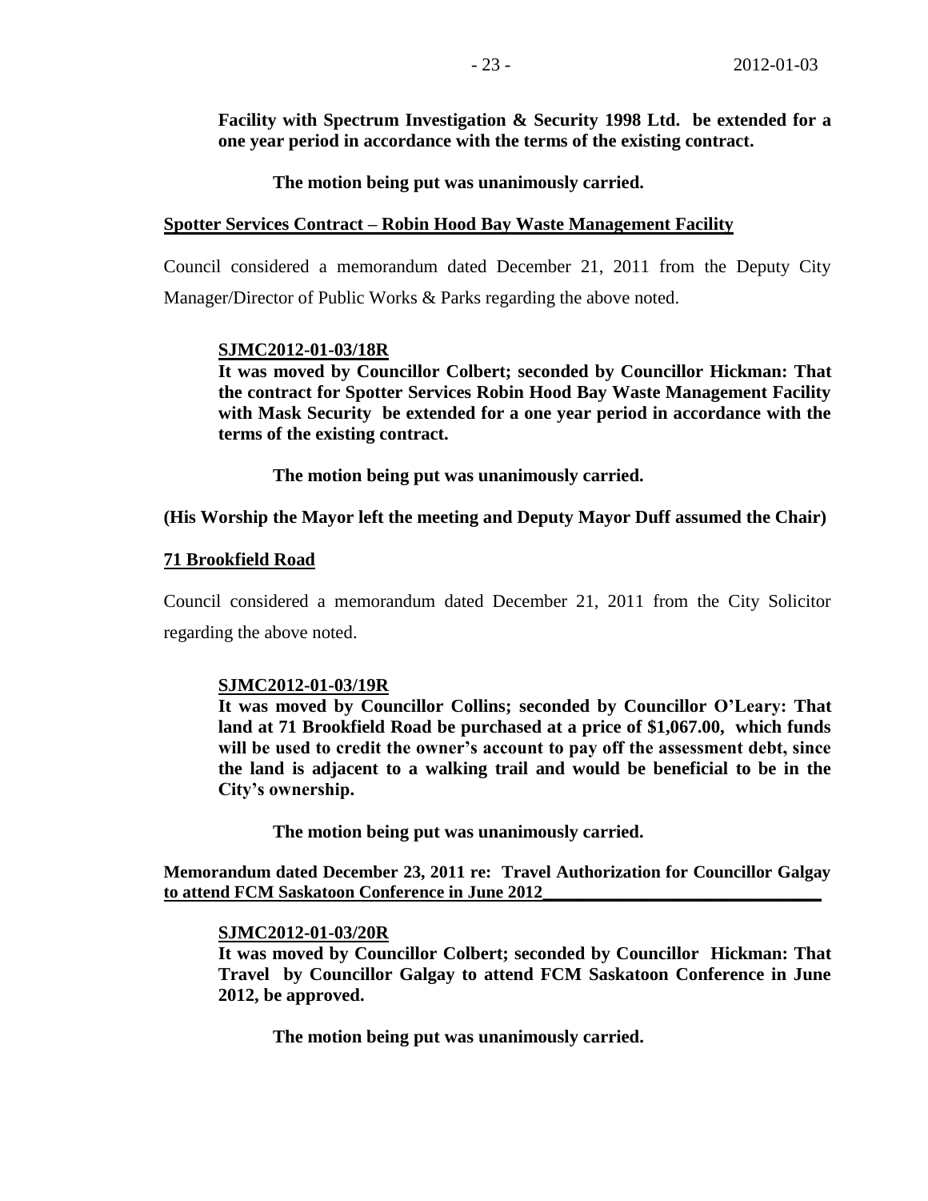**Facility with Spectrum Investigation & Security 1998 Ltd. be extended for a one year period in accordance with the terms of the existing contract.**

**The motion being put was unanimously carried.**

**Spotter Services Contract – Robin Hood Bay Waste Management Facility**

Council considered a memorandum dated December 21, 2011 from the Deputy City Manager/Director of Public Works & Parks regarding the above noted.

**SJMC2012-01-03/18R**
**It was moved by Councillor Colbert; seconded by Councillor Hickman: That the contract for Spotter Services Robin Hood Bay Waste Management Facility with Mask Security be extended for a one year period in accordance with the terms of the existing contract.**

**The motion being put was unanimously carried.**

**(His Worship the Mayor left the meeting and Deputy Mayor Duff assumed the Chair)**

**71 Brookfield Road**

Council considered a memorandum dated December 21, 2011 from the City Solicitor regarding the above noted.

**SJMC2012-01-03/19R**
**It was moved by Councillor Collins; seconded by Councillor O'Leary: That land at 71 Brookfield Road be purchased at a price of $1,067.00, which funds will be used to credit the owner's account to pay off the assessment debt, since the land is adjacent to a walking trail and would be beneficial to be in the City's ownership.**

**The motion being put was unanimously carried.**

**Memorandum dated December 23, 2011 re: Travel Authorization for Councillor Galgay to attend FCM Saskatoon Conference in June 2012**

**SJMC2012-01-03/20R**
**It was moved by Councillor Colbert; seconded by Councillor Hickman: That Travel by Councillor Galgay to attend FCM Saskatoon Conference in June 2012, be approved.**

**The motion being put was unanimously carried.**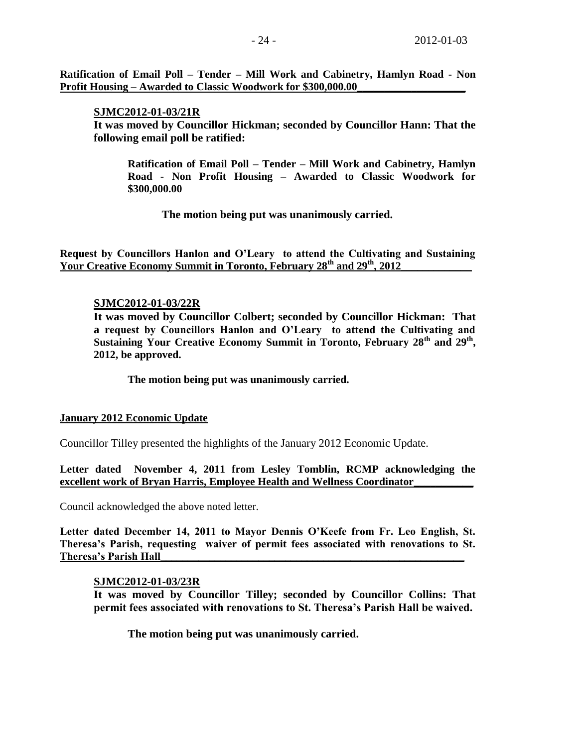**Ratification of Email Poll – Tender – Mill Work and Cabinetry, Hamlyn Road - Non Profit Housing – Awarded to Classic Woodwork for \$300,000.00**

**SJMC2012-01-03/21R**

**It was moved by Councillor Hickman; seconded by Councillor Hann: That the following email poll be ratified:**

> **Ratification of Email Poll – Tender – Mill Work and Cabinetry, Hamlyn Road - Non Profit Housing – Awarded to Classic Woodwork for \$300,000.00**

**The motion being put was unanimously carried.**

**Request by Councillors Hanlon and O'Leary to attend the Cultivating and Sustaining Your Creative Economy Summit in Toronto, February 28th and 29th, 2012**

**SJMC2012-01-03/22R**

**It was moved by Councillor Colbert; seconded by Councillor Hickman: That a request by Councillors Hanlon and O'Leary to attend the Cultivating and Sustaining Your Creative Economy Summit in Toronto, February 28th and 29th, 2012, be approved.**

**The motion being put was unanimously carried.**

**January 2012 Economic Update**

Councillor Tilley presented the highlights of the January 2012 Economic Update.

**Letter dated November 4, 2011 from Lesley Tomblin, RCMP acknowledging the excellent work of Bryan Harris, Employee Health and Wellness Coordinator**

Council acknowledged the above noted letter.

**Letter dated December 14, 2011 to Mayor Dennis O'Keefe from Fr. Leo English, St. Theresa's Parish, requesting waiver of permit fees associated with renovations to St. Theresa's Parish Hall**

**SJMC2012-01-03/23R**

**It was moved by Councillor Tilley; seconded by Councillor Collins: That permit fees associated with renovations to St. Theresa's Parish Hall be waived.**

**The motion being put was unanimously carried.**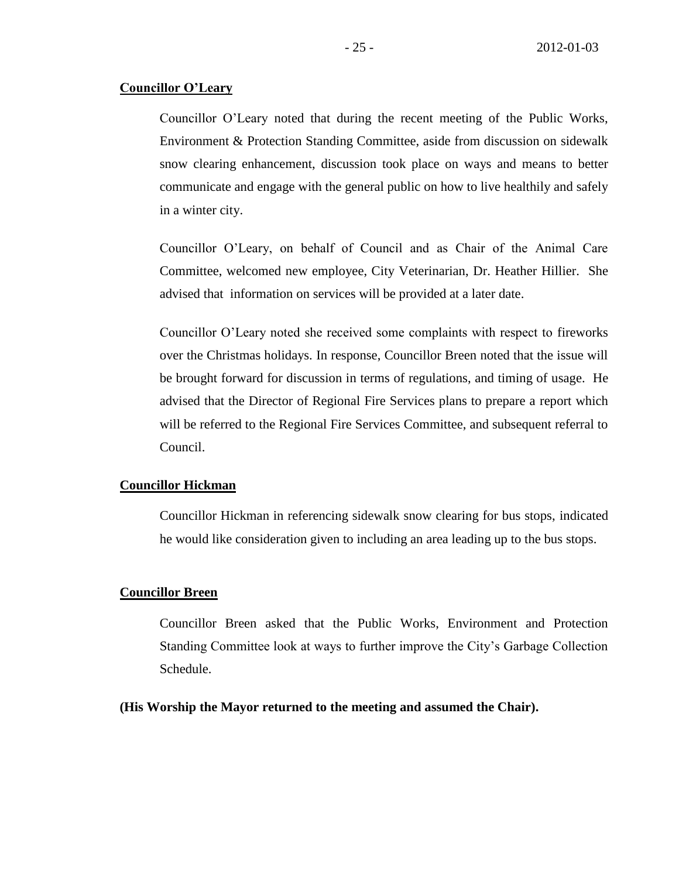**Councillor O'Leary**

Councillor O'Leary noted that during the recent meeting of the Public Works, Environment & Protection Standing Committee, aside from discussion on sidewalk snow clearing enhancement, discussion took place on ways and means to better communicate and engage with the general public on how to live healthily and safely in a winter city.

Councillor O'Leary, on behalf of Council and as Chair of the Animal Care Committee, welcomed new employee, City Veterinarian, Dr. Heather Hillier. She advised that information on services will be provided at a later date.

Councillor O'Leary noted she received some complaints with respect to fireworks over the Christmas holidays. In response, Councillor Breen noted that the issue will be brought forward for discussion in terms of regulations, and timing of usage. He advised that the Director of Regional Fire Services plans to prepare a report which will be referred to the Regional Fire Services Committee, and subsequent referral to Council.

**Councillor Hickman**

Councillor Hickman in referencing sidewalk snow clearing for bus stops, indicated he would like consideration given to including an area leading up to the bus stops.

**Councillor Breen**

Councillor Breen asked that the Public Works, Environment and Protection Standing Committee look at ways to further improve the City's Garbage Collection Schedule.

**(His Worship the Mayor returned to the meeting and assumed the Chair).**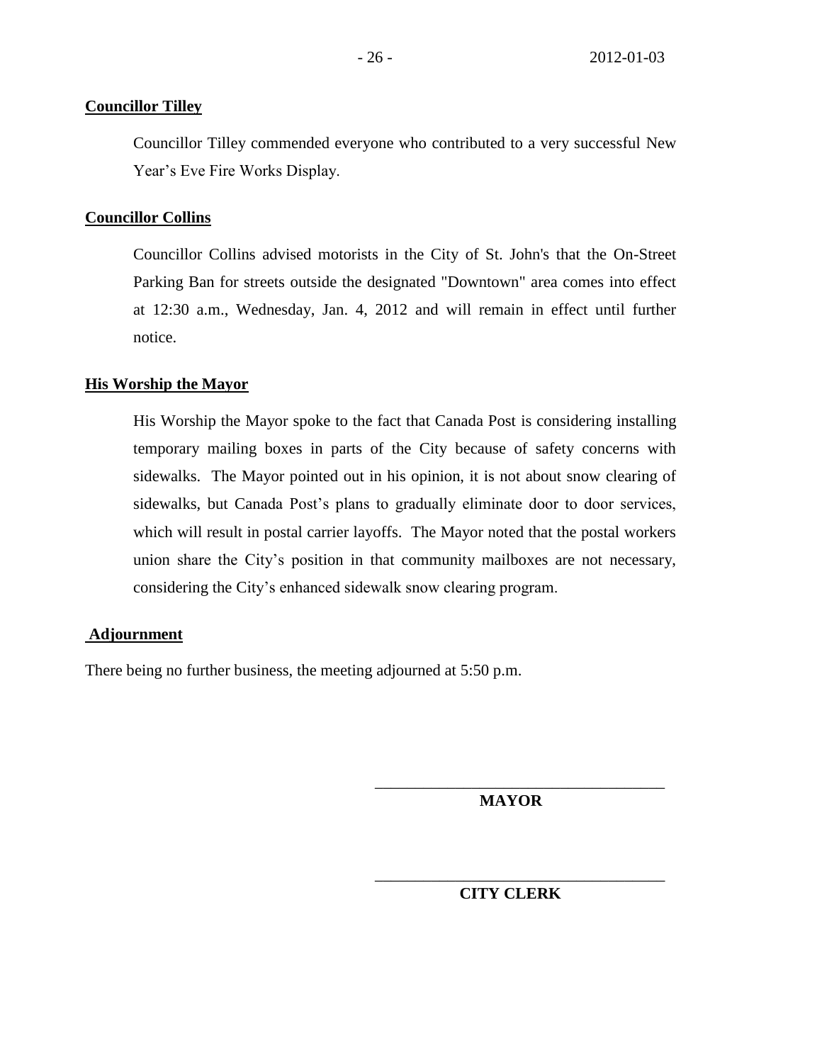**Councillor Tilley**

Councillor Tilley commended everyone who contributed to a very successful New Year's Eve Fire Works Display.

**Councillor Collins**

Councillor Collins advised motorists in the City of St. John's that the On-Street Parking Ban for streets outside the designated "Downtown" area comes into effect at 12:30 a.m., Wednesday, Jan. 4, 2012 and will remain in effect until further notice.

**His Worship the Mayor**

His Worship the Mayor spoke to the fact that Canada Post is considering installing temporary mailing boxes in parts of the City because of safety concerns with sidewalks. The Mayor pointed out in his opinion, it is not about snow clearing of sidewalks, but Canada Post's plans to gradually eliminate door to door services, which will result in postal carrier layoffs. The Mayor noted that the postal workers union share the City's position in that community mailboxes are not necessary, considering the City's enhanced sidewalk snow clearing program.

**Adjournment**

There being no further business, the meeting adjourned at 5:50 p.m.

\_\_\_\_\_\_\_\_\_\_\_\_\_\_\_\_\_\_\_\_\_\_\_\_\_\_\_\_\_\_\_\_\_\_\_\_

**MAYOR**

\_\_\_\_\_\_\_\_\_\_\_\_\_\_\_\_\_\_\_\_\_\_\_\_\_\_\_\_\_\_\_\_\_\_\_\_

**CITY CLERK**